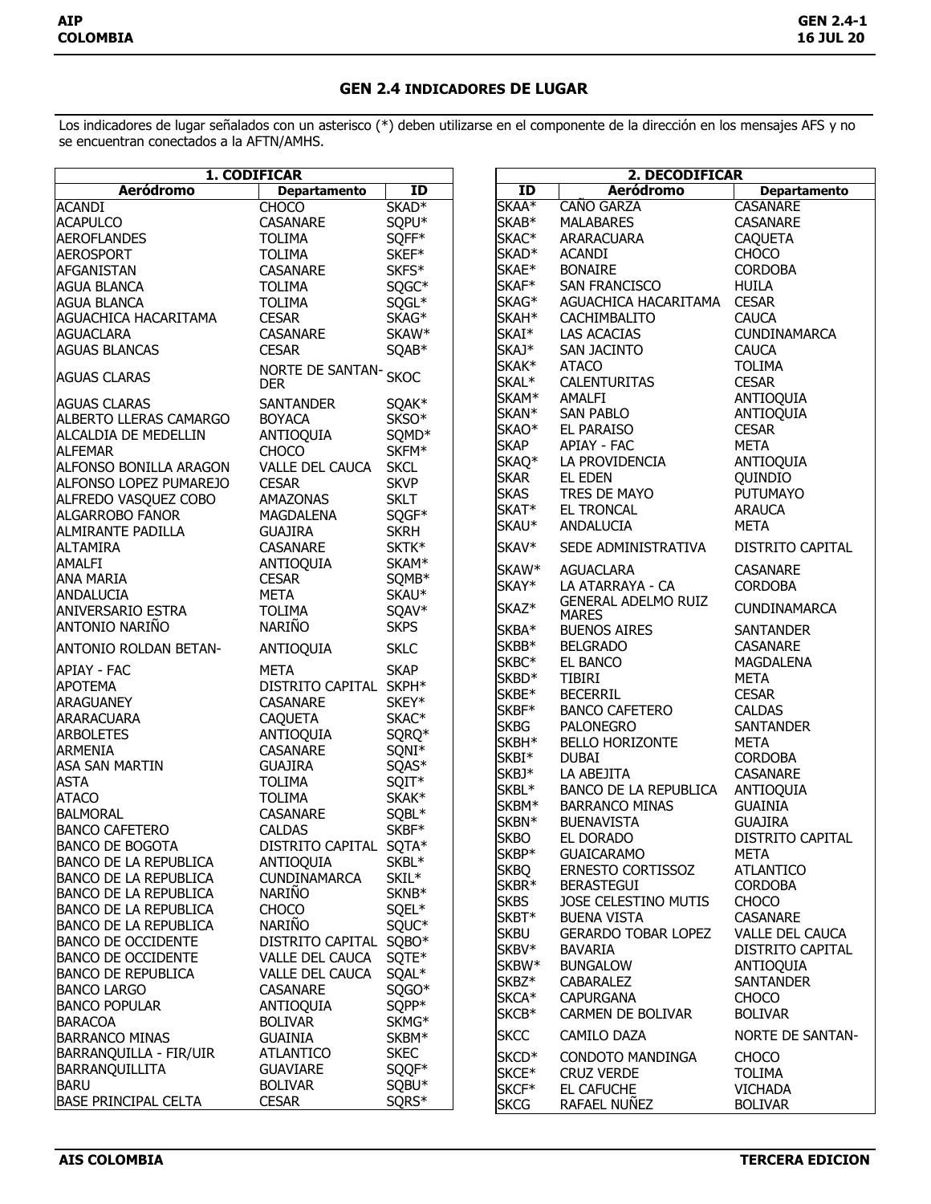## GEN 2.4 INDICADORES DE LUGAR

Los indicadores de lugar señalados con un asterisco (*) deben utilizarse en el componente de la dirección en los mensajes AFS y no se encuentran conectados a la AFTN/AMHS.

### 1. CODIFICAR

| Aeródromo | Departamento | ID |
|---|---|---|
| ACANDI | CHOCO | SKAD* |
| ACAPULCO | CASANARE | SQPU* |
| AEROFLANDES | TOLIMA | SQFF* |
| AEROSPORT | TOLIMA | SKEF* |
| AFGANISTAN | CASANARE | SKFS* |
| AGUA BLANCA | TOLIMA | SQGC* |
| AGUA BLANCA | TOLIMA | SQGL* |
| AGUACHICA HACARITAMA | CESAR | SKAG* |
| AGUACLARA | CASANARE | SKAW* |
| AGUAS BLANCAS | CESAR | SQAB* |
| AGUAS CLARAS | NORTE DE SANTANDER | SKOC |
| AGUAS CLARAS | SANTANDER | SQAK* |
| ALBERTO LLERAS CAMARGO | BOYACA | SKSO* |
| ALCALDIA DE MEDELLIN | ANTIOQUIA | SQMD* |
| ALFEMAR | CHOCO | SKFM* |
| ALFONSO BONILLA ARAGON | VALLE DEL CAUCA | SKCL |
| ALFONSO LOPEZ PUMAREJO | CESAR | SKVP |
| ALFREDO VASQUEZ COBO | AMAZONAS | SKLT |
| ALGARROBO FANOR | MAGDALENA | SQGF* |
| ALMIRANTE PADILLA | GUAJIRA | SKRH |
| ALTAMIRA | CASANARE | SKTK* |
| AMALFI | ANTIOQUIA | SKAM* |
| ANA MARIA | CESAR | SQMB* |
| ANDALUCIA | META | SKAU* |
| ANIVERSARIO ESTRA | TOLIMA | SQAV* |
| ANTONIO NARIÑO | NARIÑO | SKPS |
| ANTONIO ROLDAN BETAN- | ANTIOQUIA | SKLC |
| APIAY - FAC | META | SKAP |
| APOTEMA | DISTRITO CAPITAL | SKPH* |
| ARAGUANEY | CASANARE | SKEY* |
| ARARACUARA | CAQUETA | SKAC* |
| ARBOLETES | ANTIOQUIA | SQRQ* |
| ARMENIA | CASANARE | SQNI* |
| ASA SAN MARTIN | GUAJIRA | SQAS* |
| ASTA | TOLIMA | SQIT* |
| ATACO | TOLIMA | SKAK* |
| BALMORAL | CASANARE | SQBL* |
| BANCO CAFETERO | CALDAS | SKBF* |
| BANCO DE BOGOTA | DISTRITO CAPITAL | SQTA* |
| BANCO DE LA REPUBLICA | ANTIOQUIA | SKBL* |
| BANCO DE LA REPUBLICA | CUNDINAMARCA | SKIL* |
| BANCO DE LA REPUBLICA | NARIÑO | SKNB* |
| BANCO DE LA REPUBLICA | CHOCO | SQEL* |
| BANCO DE LA REPUBLICA | NARIÑO | SQUC* |
| BANCO DE OCCIDENTE | DISTRITO CAPITAL | SQBO* |
| BANCO DE OCCIDENTE | VALLE DEL CAUCA | SQTE* |
| BANCO DE REPUBLICA | VALLE DEL CAUCA | SQAL* |
| BANCO LARGO | CASANARE | SQGO* |
| BANCO POPULAR | ANTIOQUIA | SQPP* |
| BARACOA | BOLIVAR | SKMG* |
| BARRANCO MINAS | GUAINIA | SKBM* |
| BARRANQUILLA - FIR/UIR | ATLANTICO | SKEC |
| BARRANQUILLITA | GUAVIARE | SQQF* |
| BARU | BOLIVAR | SQBU* |
| BASE PRINCIPAL CELTA | CESAR | SQRS* |

### 2. DECODIFICAR

| ID | Aeródromo | Departamento |
|---|---|---|
| SKAA* | CAÑO GARZA | CASANARE |
| SKAB* | MALABARES | CASANARE |
| SKAC* | ARARACUARA | CAQUETA |
| SKAD* | ACANDI | CHOCO |
| SKAE* | BONAIRE | CORDOBA |
| SKAF* | SAN FRANCISCO | HUILA |
| SKAG* | AGUACHICA HACARITAMA | CESAR |
| SKAH* | CACHIMBALITO | CAUCA |
| SKAI* | LAS ACACIAS | CUNDINAMARCA |
| SKAJ* | SAN JACINTO | CAUCA |
| SKAK* | ATACO | TOLIMA |
| SKAL* | CALENTURITAS | CESAR |
| SKAM* | AMALFI | ANTIOQUIA |
| SKAN* | SAN PABLO | ANTIOQUIA |
| SKAO* | EL PARAISO | CESAR |
| SKAP | APIAY - FAC | META |
| SKAQ* | LA PROVIDENCIA | ANTIOQUIA |
| SKAR | EL EDEN | QUINDIO |
| SKAS | TRES DE MAYO | PUTUMAYO |
| SKAT* | EL TRONCAL | ARAUCA |
| SKAU* | ANDALUCIA | META |
| SKAV* | SEDE ADMINISTRATIVA | DISTRITO CAPITAL |
| SKAW* | AGUACLARA | CASANARE |
| SKAY* | LA ATARRAYA - CA | CORDOBA |
| SKAZ* | GENERAL ADELMO RUIZ MARES | CUNDINAMARCA |
| SKBA* | BUENOS AIRES | SANTANDER |
| SKBB* | BELGRADO | CASANARE |
| SKBC* | EL BANCO | MAGDALENA |
| SKBD* | TIBIRI | META |
| SKBE* | BECERRIL | CESAR |
| SKBF* | BANCO CAFETERO | CALDAS |
| SKBG | PALONEGRO | SANTANDER |
| SKBH* | BELLO HORIZONTE | META |
| SKBI* | DUBAI | CORDOBA |
| SKBJ* | LA ABEJITA | CASANARE |
| SKBL* | BANCO DE LA REPUBLICA | ANTIOQUIA |
| SKBM* | BARRANCO MINAS | GUAINIA |
| SKBN* | BUENAVISTA | GUAJIRA |
| SKBO | EL DORADO | DISTRITO CAPITAL |
| SKBP* | GUAICARAMO | META |
| SKBQ | ERNESTO CORTISSOZ | ATLANTICO |
| SKBR* | BERASTEGUI | CORDOBA |
| SKBS | JOSE CELESTINO MUTIS | CHOCO |
| SKBT* | BUENA VISTA | CASANARE |
| SKBU | GERARDO TOBAR LOPEZ | VALLE DEL CAUCA |
| SKBV* | BAVARIA | DISTRITO CAPITAL |
| SKBW* | BUNGALOW | ANTIOQUIA |
| SKBZ* | CABARALEZ | SANTANDER |
| SKCA* | CAPURGANA | CHOCO |
| SKCB* | CARMEN DE BOLIVAR | BOLIVAR |
| SKCC | CAMILO DAZA | NORTE DE SANTAN- |
| SKCD* | CONDOTO MANDINGA | CHOCO |
| SKCE* | CRUZ VERDE | TOLIMA |
| SKCF* | EL CAFUCHE | VICHADA |
| SKCG | RAFAEL NUÑEZ | BOLIVAR |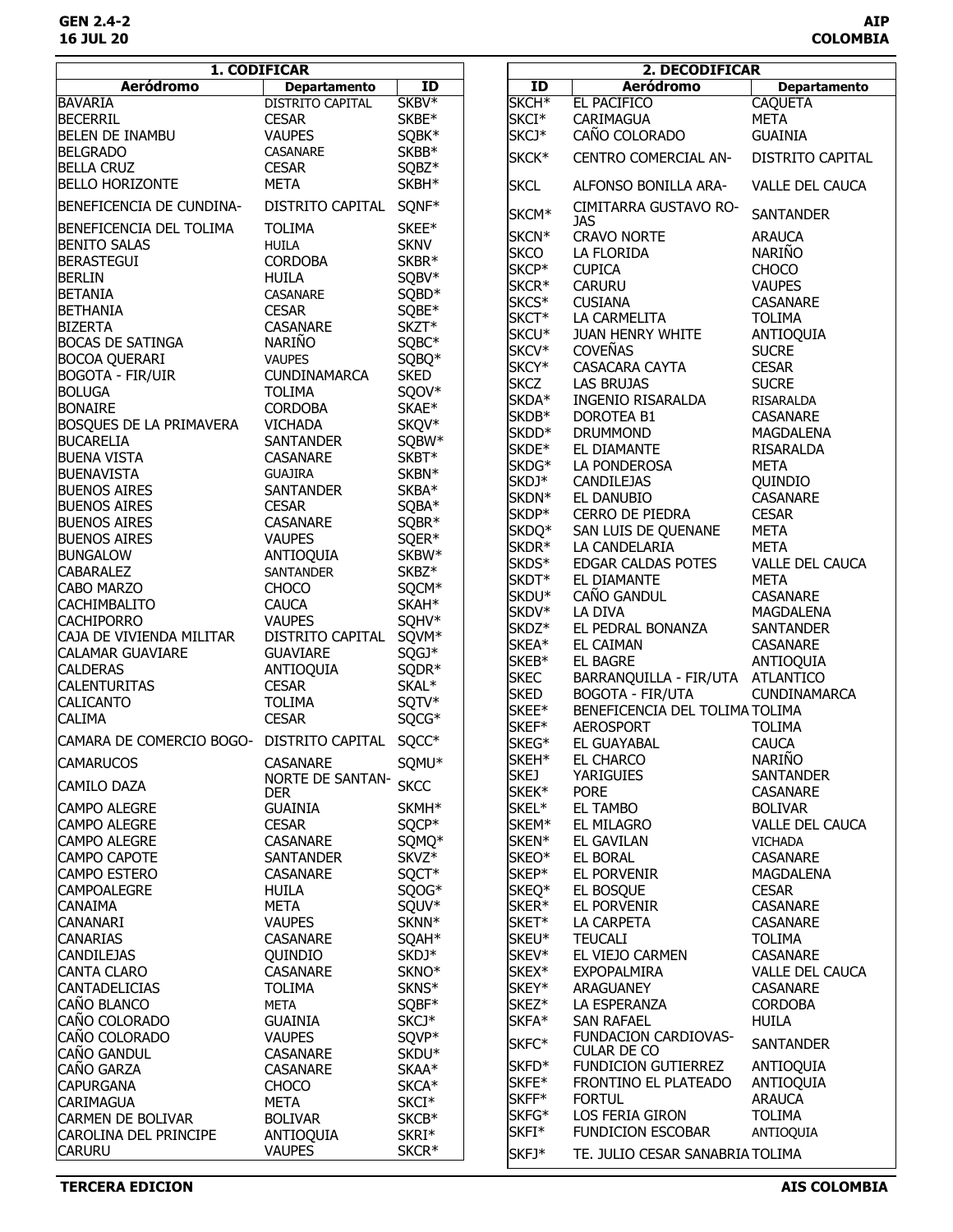## 1. CODIFICAR

| Aeródromo | Departamento | ID |
|---|---|---|
| BAVARIA | DISTRITO CAPITAL | SKBV* |
| BECERRIL | CESAR | SKBE* |
| BELEN DE INAMBU | VAUPES | SQBK* |
| BELGRADO | CASANARE | SKBB* |
| BELLA CRUZ | CESAR | SQBZ* |
| BELLO HORIZONTE | META | SKBH* |
| BENEFICENCIA DE CUNDINA- | DISTRITO CAPITAL | SQNF* |
| BENEFICENCIA DEL TOLIMA | TOLIMA | SKEE* |
| BENITO SALAS | HUILA | SKNV |
| BERASTEGUI | CORDOBA | SKBR* |
| BERLIN | HUILA | SQBV* |
| BETANIA | CASANARE | SQBD* |
| BETHANIA | CESAR | SQBE* |
| BIZERTA | CASANARE | SKZT* |
| BOCAS DE SATINGA | NARIÑO | SQBC* |
| BOCOA QUERARI | VAUPES | SQBQ* |
| BOGOTA - FIR/UIR | CUNDINAMARCA | SKED |
| BOLUGA | TOLIMA | SQOV* |
| BONAIRE | CORDOBA | SKAE* |
| BOSQUES DE LA PRIMAVERA | VICHADA | SKQV* |
| BUCARELIA | SANTANDER | SQBW* |
| BUENA VISTA | CASANARE | SKBT* |
| BUENAVISTA | GUAJIRA | SKBN* |
| BUENOS AIRES | SANTANDER | SKBA* |
| BUENOS AIRES | CESAR | SQBA* |
| BUENOS AIRES | CASANARE | SQBR* |
| BUENOS AIRES | VAUPES | SQER* |
| BUNGALOW | ANTIOQUIA | SKBW* |
| CABARALEZ | SANTANDER | SKBZ* |
| CABO MARZO | CHOCO | SQCM* |
| CACHIMBALITO | CAUCA | SKAH* |
| CACHIPORRO | VAUPES | SQHV* |
| CAJA DE VIVIENDA MILITAR | DISTRITO CAPITAL | SQVM* |
| CALAMAR GUAVIARE | GUAVIARE | SQGJ* |
| CALDERAS | ANTIOQUIA | SQDR* |
| CALENTURITAS | CESAR | SKAL* |
| CALICANTO | TOLIMA | SQTV* |
| CALIMA | CESAR | SQCG* |
| CAMARA DE COMERCIO BOGO- | DISTRITO CAPITAL | SQCC* |
| CAMARUCOS | CASANARE | SQMU* |
| CAMILO DAZA | NORTE DE SANTAN-DER | SKCC |
| CAMPO ALEGRE | GUAINIA | SKMH* |
| CAMPO ALEGRE | CESAR | SQCP* |
| CAMPO ALEGRE | CASANARE | SQMQ* |
| CAMPO CAPOTE | SANTANDER | SKVZ* |
| CAMPO ESTERO | CASANARE | SQCT* |
| CAMPOALEGRE | HUILA | SQOG* |
| CANAIMA | META | SQUV* |
| CANANARI | VAUPES | SKNN* |
| CANARIAS | CASANARE | SQAH* |
| CANDILEJAS | QUINDIO | SKDJ* |
| CANTA CLARO | CASANARE | SKNO* |
| CANTADELICIAS | TOLIMA | SKNS* |
| CAÑO BLANCO | META | SQBF* |
| CAÑO COLORADO | GUAINIA | SKCJ* |
| CAÑO COLORADO | VAUPES | SQVP* |
| CAÑO GANDUL | CASANARE | SKDU* |
| CAÑO GARZA | CASANARE | SKAA* |
| CAPURGANA | CHOCO | SKCA* |
| CARIMAGUA | META | SKCI* |
| CARMEN DE BOLIVAR | BOLIVAR | SKCB* |
| CAROLINA DEL PRINCIPE | ANTIOQUIA | SKRI* |
| CARURU | VAUPES | SKCR* |

## 2. DECODIFICAR

| ID | Aeródromo | Departamento |
|---|---|---|
| SKCH* | EL PACIFICO | CAQUETA |
| SKCI* | CARIMAGUA | META |
| SKCJ* | CAÑO COLORADO | GUAINIA |
| SKCK* | CENTRO COMERCIAL AN- | DISTRITO CAPITAL |
| SKCL | ALFONSO BONILLA ARA- | VALLE DEL CAUCA |
| SKCM* | CIMITARRA GUSTAVO RO-JAS | SANTANDER |
| SKCN* | CRAVO NORTE | ARAUCA |
| SKCO | LA FLORIDA | NARIÑO |
| SKCP* | CUPICA | CHOCO |
| SKCR* | CARURU | VAUPES |
| SKCS* | CUSIANA | CASANARE |
| SKCT* | LA CARMELITA | TOLIMA |
| SKCU* | JUAN HENRY WHITE | ANTIOQUIA |
| SKCV* | COVEÑAS | SUCRE |
| SKCY* | CASACARA CAYTA | CESAR |
| SKCZ | LAS BRUJAS | SUCRE |
| SKDA* | INGENIO RISARALDA | RISARALDA |
| SKDB* | DOROTEA B1 | CASANARE |
| SKDD* | DRUMMOND | MAGDALENA |
| SKDE* | EL DIAMANTE | RISARALDA |
| SKDG* | LA PONDEROSA | META |
| SKDJ* | CANDILEJAS | QUINDIO |
| SKDN* | EL DANUBIO | CASANARE |
| SKDP* | CERRO DE PIEDRA | CESAR |
| SKDQ* | SAN LUIS DE QUENANE | META |
| SKDR* | LA CANDELARIA | META |
| SKDS* | EDGAR CALDAS POTES | VALLE DEL CAUCA |
| SKDT* | EL DIAMANTE | META |
| SKDU* | CAÑO GANDUL | CASANARE |
| SKDV* | LA DIVA | MAGDALENA |
| SKDZ* | EL PEDRAL BONANZA | SANTANDER |
| SKEA* | EL CAIMAN | CASANARE |
| SKEB* | EL BAGRE | ANTIOQUIA |
| SKEC | BARRANQUILLA - FIR/UTA | ATLANTICO |
| SKED | BOGOTA - FIR/UTA | CUNDINAMARCA |
| SKEE* | BENEFICENCIA DEL TOLIMA | TOLIMA |
| SKEF* | AEROSPORT | TOLIMA |
| SKEG* | EL GUAYABAL | CAUCA |
| SKEH* | EL CHARCO | NARIÑO |
| SKEJ | YARIGUIES | SANTANDER |
| SKEK* | PORE | CASANARE |
| SKEL* | EL TAMBO | BOLIVAR |
| SKEM* | EL MILAGRO | VALLE DEL CAUCA |
| SKEN* | EL GAVILAN | VICHADA |
| SKEO* | EL BORAL | CASANARE |
| SKEP* | EL PORVENIR | MAGDALENA |
| SKEQ* | EL BOSQUE | CESAR |
| SKER* | EL PORVENIR | CASANARE |
| SKET* | LA CARPETA | CASANARE |
| SKEU* | TEUCALI | TOLIMA |
| SKEV* | EL VIEJO CARMEN | CASANARE |
| SKEX* | EXPOPALMIRA | VALLE DEL CAUCA |
| SKEY* | ARAGUANEY | CASANARE |
| SKEZ* | LA ESPERANZA | CORDOBA |
| SKFA* | SAN RAFAEL | HUILA |
| SKFC* | FUNDACION CARDIOVAS-CULAR DE CO | SANTANDER |
| SKFD* | FUNDICION GUTIERREZ | ANTIOQUIA |
| SKFE* | FRONTINO EL PLATEADO | ANTIOQUIA |
| SKFF* | FORTUL | ARAUCA |
| SKFG* | LOS FERIA GIRON | TOLIMA |
| SKFI* | FUNDICION ESCOBAR | ANTIOQUIA |
| SKFJ* | TE. JULIO CESAR SANABRIA | TOLIMA |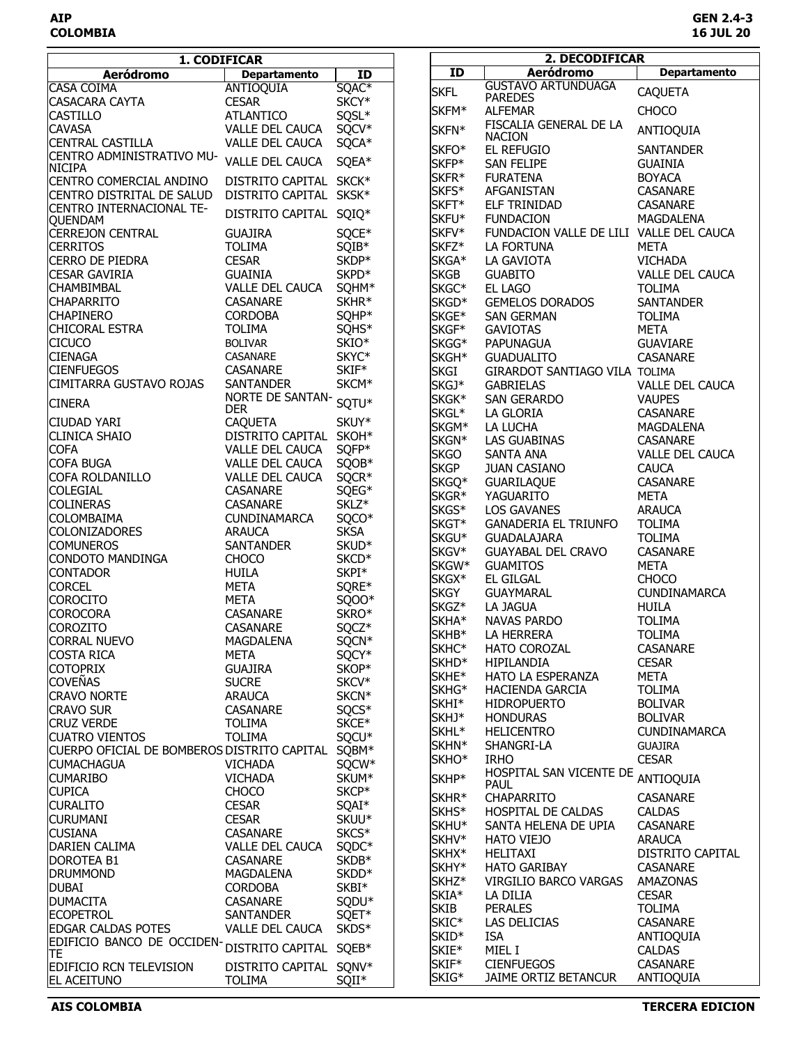## 1. CODIFICAR

| Aeródromo | Departamento | ID |
|---|---|---|
| CASA COIMA | ANTIOQUIA | SQAC* |
| CASACARA CAYTA | CESAR | SKCY* |
| CASTILLO | ATLANTICO | SQSL* |
| CAVASA | VALLE DEL CAUCA | SQCV* |
| CENTRAL CASTILLA | VALLE DEL CAUCA | SQCA* |
| CENTRO ADMINISTRATIVO MUNICIPA | VALLE DEL CAUCA | SQEA* |
| CENTRO COMERCIAL ANDINO | DISTRITO CAPITAL | SKCK* |
| CENTRO DISTRITAL DE SALUD | DISTRITO CAPITAL | SKSK* |
| CENTRO INTERNACIONAL TEQUENDAM | DISTRITO CAPITAL | SQIQ* |
| CERREJON CENTRAL | GUAJIRA | SQCE* |
| CERRITOS | TOLIMA | SQIB* |
| CERRO DE PIEDRA | CESAR | SKDP* |
| CESAR GAVIRIA | GUAINIA | SKPD* |
| CHAMBIMBAL | VALLE DEL CAUCA | SQHM* |
| CHAPARRITO | CASANARE | SKHR* |
| CHAPINERO | CORDOBA | SQHP* |
| CHICORAL ESTRA | TOLIMA | SQHS* |
| CICUCO | BOLIVAR | SKIO* |
| CIENAGA | CASANARE | SKYC* |
| CIENFUEGOS | CASANARE | SKIF* |
| CIMITARRA GUSTAVO ROJAS | SANTANDER | SKCM* |
| CINERA | NORTE DE SANTANDER | SQTU* |
| CIUDAD YARI | CAQUETA | SKUY* |
| CLINICA SHAIO | DISTRITO CAPITAL | SKOH* |
| COFA | VALLE DEL CAUCA | SQFP* |
| COFA BUGA | VALLE DEL CAUCA | SQOB* |
| COFA ROLDANILLO | VALLE DEL CAUCA | SQCR* |
| COLEGIAL | CASANARE | SQEG* |
| COLINERAS | CASANARE | SKLZ* |
| COLOMBAIMA | CUNDINAMARCA | SQCO* |
| COLONIZADORES | ARAUCA | SKSA |
| COMUNEROS | SANTANDER | SKUD* |
| CONDOTO MANDINGA | CHOCO | SKCD* |
| CONTADOR | HUILA | SKPI* |
| CORCEL | META | SQRE* |
| COROCITO | META | SQOO* |
| COROCORA | CASANARE | SKRO* |
| COROZITO | CASANARE | SQCZ* |
| CORRAL NUEVO | MAGDALENA | SQCN* |
| COSTA RICA | META | SQCY* |
| COTOPRIX | GUAJIRA | SKOP* |
| COVEÑAS | SUCRE | SKCV* |
| CRAVO NORTE | ARAUCA | SKCN* |
| CRAVO SUR | CASANARE | SQCS* |
| CRUZ VERDE | TOLIMA | SKCE* |
| CUATRO VIENTOS | TOLIMA | SQCU* |
| CUERPO OFICIAL DE BOMBEROS | DISTRITO CAPITAL | SQBM* |
| CUMACHAGUA | VICHADA | SQCW* |
| CUMARIBO | VICHADA | SKUM* |
| CUPICA | CHOCO | SKCP* |
| CURALITO | CESAR | SQAI* |
| CURUMANI | CESAR | SKUU* |
| CUSIANA | CASANARE | SKCS* |
| DARIEN CALIMA | VALLE DEL CAUCA | SQDC* |
| DOROTEA B1 | CASANARE | SKDB* |
| DRUMMOND | MAGDALENA | SKDD* |
| DUBAI | CORDOBA | SKBI* |
| DUMACITA | CASANARE | SQDU* |
| ECOPETROL | SANTANDER | SQET* |
| EDGAR CALDAS POTES | VALLE DEL CAUCA | SKDS* |
| EDIFICIO BANCO DE OCCIDENTE | DISTRITO CAPITAL | SQEB* |
| EDIFICIO RCN TELEVISION | DISTRITO CAPITAL | SQNV* |
| EL ACEITUNO | TOLIMA | SQII* |

## 2. DECODIFICAR

| ID | Aeródromo | Departamento |
|---|---|---|
| SKFL | GUSTAVO ARTUNDUAGA PAREDES | CAQUETA |
| SKFM* | ALFEMAR | CHOCO |
| SKFN* | FISCALIA GENERAL DE LA NACION | ANTIOQUIA |
| SKFO* | EL REFUGIO | SANTANDER |
| SKFP* | SAN FELIPE | GUAINIA |
| SKFR* | FURATENA | BOYACA |
| SKFS* | AFGANISTAN | CASANARE |
| SKFT* | ELF TRINIDAD | CASANARE |
| SKFU* | FUNDACION | MAGDALENA |
| SKFV* | FUNDACION VALLE DE LILI | VALLE DEL CAUCA |
| SKFZ* | LA FORTUNA | META |
| SKGA* | LA GAVIOTA | VICHADA |
| SKGB | GUABITO | VALLE DEL CAUCA |
| SKGC* | EL LAGO | TOLIMA |
| SKGD* | GEMELOS DORADOS | SANTANDER |
| SKGE* | SAN GERMAN | TOLIMA |
| SKGF* | GAVIOTAS | META |
| SKGG* | PAPUNAGUA | GUAVIARE |
| SKGH* | GUADUALITO | CASANARE |
| SKGI | GIRARDOT SANTIAGO VILA | TOLIMA |
| SKGJ* | GABRIELAS | VALLE DEL CAUCA |
| SKGK* | SAN GERARDO | VAUPES |
| SKGL* | LA GLORIA | CASANARE |
| SKGM* | LA LUCHA | MAGDALENA |
| SKGN* | LAS GUABINAS | CASANARE |
| SKGO | SANTA ANA | VALLE DEL CAUCA |
| SKGP | JUAN CASIANO | CAUCA |
| SKGQ* | GUARILAQUE | CASANARE |
| SKGR* | YAGUARITO | META |
| SKGS* | LOS GAVANES | ARAUCA |
| SKGT* | GANADERIA EL TRIUNFO | TOLIMA |
| SKGU* | GUADALAJARA | TOLIMA |
| SKGV* | GUAYABAL DEL CRAVO | CASANARE |
| SKGW* | GUAMITOS | META |
| SKGX* | EL GILGAL | CHOCO |
| SKGY | GUAYMARAL | CUNDINAMARCA |
| SKGZ* | LA JAGUA | HUILA |
| SKHA* | NAVAS PARDO | TOLIMA |
| SKHB* | LA HERRERA | TOLIMA |
| SKHC* | HATO COROZAL | CASANARE |
| SKHD* | HIPILANDIA | CESAR |
| SKHE* | HATO LA ESPERANZA | META |
| SKHG* | HACIENDA GARCIA | TOLIMA |
| SKHI* | HIDROPUERTO | BOLIVAR |
| SKHJ* | HONDURAS | BOLIVAR |
| SKHL* | HELICENTRO | CUNDINAMARCA |
| SKHN* | SHANGRI-LA | GUAJIRA |
| SKHO* | IRHO | CESAR |
| SKHP* | HOSPITAL SAN VICENTE DE PAUL | ANTIOQUIA |
| SKHR* | CHAPARRITO | CASANARE |
| SKHS* | HOSPITAL DE CALDAS | CALDAS |
| SKHU* | SANTA HELENA DE UPIA | CASANARE |
| SKHV* | HATO VIEJO | ARAUCA |
| SKHX* | HELITAXI | DISTRITO CAPITAL |
| SKHY* | HATO GARIBAY | CASANARE |
| SKHZ* | VIRGILIO BARCO VARGAS | AMAZONAS |
| SKIA* | LA DILIA | CESAR |
| SKIB | PERALES | TOLIMA |
| SKIC* | LAS DELICIAS | CASANARE |
| SKID* | ISA | ANTIOQUIA |
| SKIE* | MIEL I | CALDAS |
| SKIF* | CIENFUEGOS | CASANARE |
| SKIG* | JAIME ORTIZ BETANCUR | ANTIOQUIA |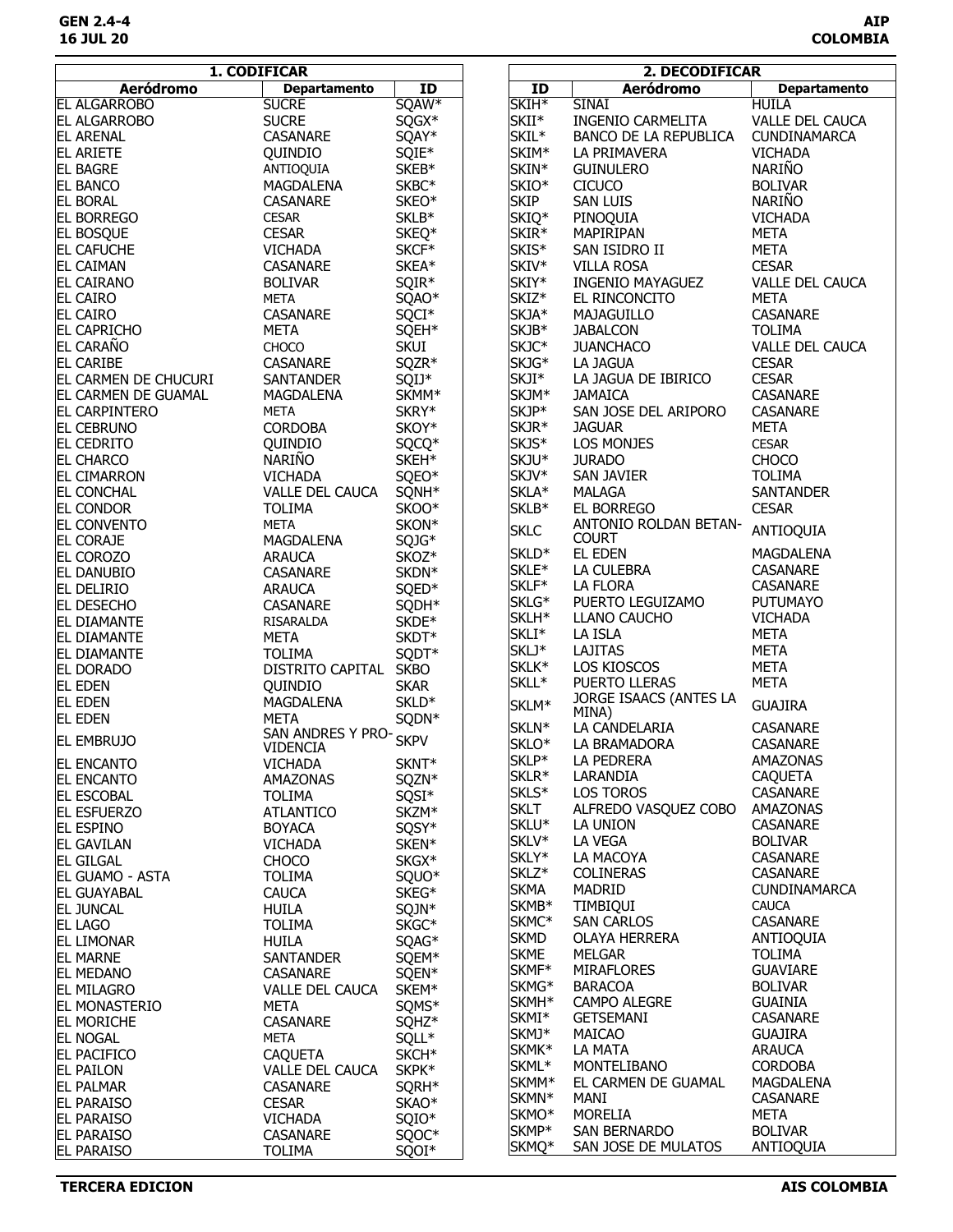## 1. CODIFICAR

| Aeródromo | Departamento | ID |
|---|---|---|
| EL ALGARROBO | SUCRE | SQAW* |
| EL ALGARROBO | SUCRE | SQGX* |
| EL ARENAL | CASANARE | SQAY* |
| EL ARIETE | QUINDIO | SQIE* |
| EL BAGRE | ANTIOQUIA | SKEB* |
| EL BANCO | MAGDALENA | SKBC* |
| EL BORAL | CASANARE | SKEO* |
| EL BORREGO | CESAR | SKLB* |
| EL BOSQUE | CESAR | SKEQ* |
| EL CAFUCHE | VICHADA | SKCF* |
| EL CAIMAN | CASANARE | SKEA* |
| EL CAIRANO | BOLIVAR | SQIR* |
| EL CAIRO | META | SQAO* |
| EL CAIRO | CASANARE | SQCI* |
| EL CAPRICHO | META | SQEH* |
| EL CARAÑO | CHOCO | SKUI |
| EL CARIBE | CASANARE | SQZR* |
| EL CARMEN DE CHUCURI | SANTANDER | SQIJ* |
| EL CARMEN DE GUAMAL | MAGDALENA | SKMM* |
| EL CARPINTERO | META | SKRY* |
| EL CEBRUNO | CORDOBA | SKOY* |
| EL CEDRITO | QUINDIO | SQCQ* |
| EL CHARCO | NARIÑO | SKEH* |
| EL CIMARRON | VICHADA | SQEO* |
| EL CONCHAL | VALLE DEL CAUCA | SQNH* |
| EL CONDOR | TOLIMA | SKOO* |
| EL CONVENTO | META | SKON* |
| EL CORAJE | MAGDALENA | SQJG* |
| EL COROZO | ARAUCA | SKOZ* |
| EL DANUBIO | CASANARE | SKDN* |
| EL DELIRIO | ARAUCA | SQED* |
| EL DESECHO | CASANARE | SQDH* |
| EL DIAMANTE | RISARALDA | SKDE* |
| EL DIAMANTE | META | SKDT* |
| EL DIAMANTE | TOLIMA | SQDT* |
| EL DORADO | DISTRITO CAPITAL | SKBO |
| EL EDEN | QUINDIO | SKAR |
| EL EDEN | MAGDALENA | SKLD* |
| EL EDEN | META | SQDN* |
| EL EMBRUJO | SAN ANDRES Y PROVIDENCIA | SKPV |
| EL ENCANTO | VICHADA | SKNT* |
| EL ENCANTO | AMAZONAS | SQZN* |
| EL ESCOBAL | TOLIMA | SQSI* |
| EL ESFUERZO | ATLANTICO | SKZM* |
| EL ESPINO | BOYACA | SQSY* |
| EL GAVILAN | VICHADA | SKEN* |
| EL GILGAL | CHOCO | SKGX* |
| EL GUAMO - ASTA | TOLIMA | SQUO* |
| EL GUAYABAL | CAUCA | SKEG* |
| EL JUNCAL | HUILA | SQJN* |
| EL LAGO | TOLIMA | SKGC* |
| EL LIMONAR | HUILA | SQAG* |
| EL MARNE | SANTANDER | SQEM* |
| EL MEDANO | CASANARE | SQEN* |
| EL MILAGRO | VALLE DEL CAUCA | SKEM* |
| EL MONASTERIO | META | SQMS* |
| EL MORICHE | CASANARE | SQHZ* |
| EL NOGAL | META | SQLL* |
| EL PACIFICO | CAQUETA | SKCH* |
| EL PAILON | VALLE DEL CAUCA | SKPK* |
| EL PALMAR | CASANARE | SQRH* |
| EL PARAISO | CESAR | SKAO* |
| EL PARAISO | VICHADA | SQIO* |
| EL PARAISO | CASANARE | SQOC* |
| EL PARAISO | TOLIMA | SQOI* |

## 2. DECODIFICAR

| ID | Aeródromo | Departamento |
|---|---|---|
| SKIH* | SINAI | HUILA |
| SKII* | INGENIO CARMELITA | VALLE DEL CAUCA |
| SKIL* | BANCO DE LA REPUBLICA | CUNDINAMARCA |
| SKIM* | LA PRIMAVERA | VICHADA |
| SKIN* | GUINULERO | NARIÑO |
| SKIO* | CICUCO | BOLIVAR |
| SKIP | SAN LUIS | NARIÑO |
| SKIQ* | PINOQUIA | VICHADA |
| SKIR* | MAPIRIPAN | META |
| SKIS* | SAN ISIDRO II | META |
| SKIV* | VILLA ROSA | CESAR |
| SKIY* | INGENIO MAYAGUEZ | VALLE DEL CAUCA |
| SKIZ* | EL RINCONCITO | META |
| SKJA* | MAJAGUILLO | CASANARE |
| SKJB* | JABALCON | TOLIMA |
| SKJC* | JUANCHACO | VALLE DEL CAUCA |
| SKJG* | LA JAGUA | CESAR |
| SKJI* | LA JAGUA DE IBIRICO | CESAR |
| SKJM* | JAMAICA | CASANARE |
| SKJP* | SAN JOSE DEL ARIPORO | CASANARE |
| SKJR* | JAGUAR | META |
| SKJS* | LOS MONJES | CESAR |
| SKJU* | JURADO | CHOCO |
| SKJV* | SAN JAVIER | TOLIMA |
| SKLA* | MALAGA | SANTANDER |
| SKLB* | EL BORREGO | CESAR |
| SKLC | ANTONIO ROLDAN BETANCOURT | ANTIOQUIA |
| SKLD* | EL EDEN | MAGDALENA |
| SKLE* | LA CULEBRA | CASANARE |
| SKLF* | LA FLORA | CASANARE |
| SKLG* | PUERTO LEGUIZAMO | PUTUMAYO |
| SKLH* | LLANO CAUCHO | VICHADA |
| SKLI* | LA ISLA | META |
| SKLJ* | LAJITAS | META |
| SKLK* | LOS KIOSCOS | META |
| SKLL* | PUERTO LLERAS | META |
| SKLM* | JORGE ISAACS (ANTES LA MINA) | GUAJIRA |
| SKLN* | LA CANDELARIA | CASANARE |
| SKLO* | LA BRAMADORA | CASANARE |
| SKLP* | LA PEDRERA | AMAZONAS |
| SKLR* | LARANDIA | CAQUETA |
| SKLS* | LOS TOROS | CASANARE |
| SKLT | ALFREDO VASQUEZ COBO | AMAZONAS |
| SKLU* | LA UNION | CASANARE |
| SKLV* | LA VEGA | BOLIVAR |
| SKLY* | LA MACOYA | CASANARE |
| SKLZ* | COLINERAS | CASANARE |
| SKMA | MADRID | CUNDINAMARCA |
| SKMB* | TIMBIQUI | CAUCA |
| SKMC* | SAN CARLOS | CASANARE |
| SKMD | OLAYA HERRERA | ANTIOQUIA |
| SKME | MELGAR | TOLIMA |
| SKMF* | MIRAFLORES | GUAVIARE |
| SKMG* | BARACOA | BOLIVAR |
| SKMH* | CAMPO ALEGRE | GUAINIA |
| SKMI* | GETSEMANI | CASANARE |
| SKMJ* | MAICAO | GUAJIRA |
| SKMK* | LA MATA | ARAUCA |
| SKML* | MONTELIBANO | CORDOBA |
| SKMM* | EL CARMEN DE GUAMAL | MAGDALENA |
| SKMN* | MANI | CASANARE |
| SKMO* | MORELIA | META |
| SKMP* | SAN BERNARDO | BOLIVAR |
| SKMQ* | SAN JOSE DE MULATOS | ANTIOQUIA |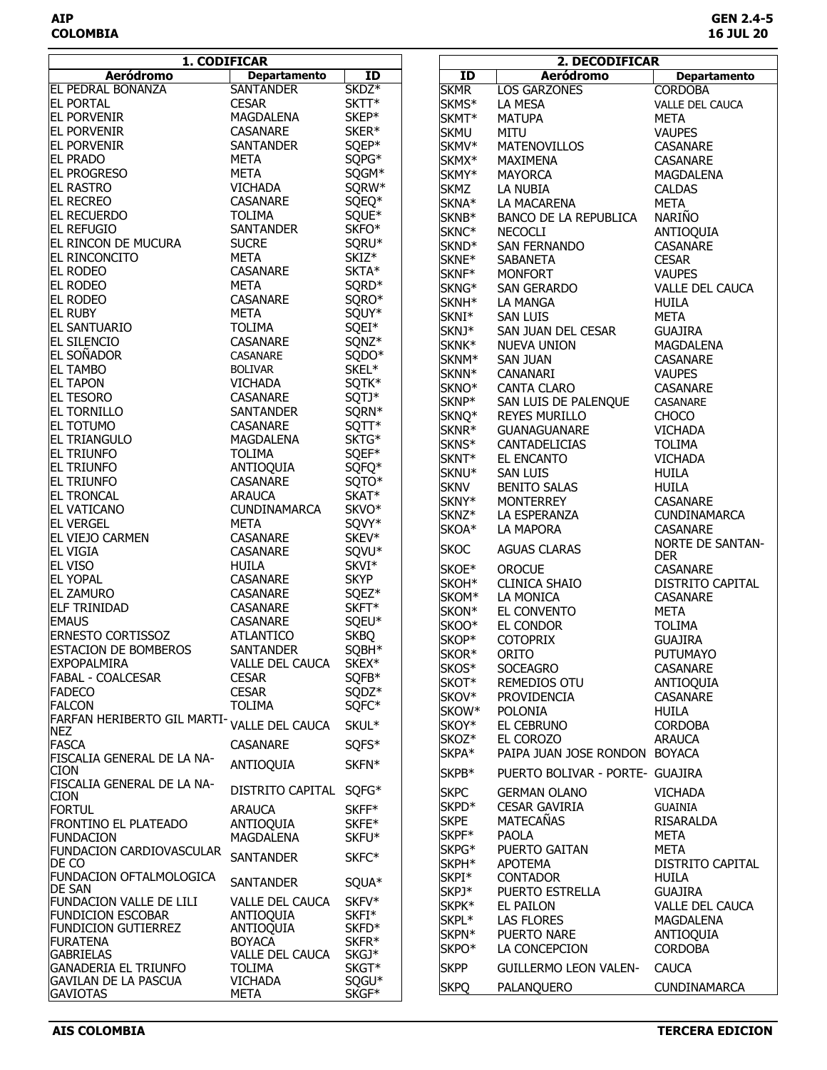## 1. CODIFICAR

| Aeródromo | Departamento | ID |
|---|---|---|
| EL PEDRAL BONANZA | SANTANDER | SKDZ* |
| EL PORTAL | CESAR | SKTT* |
| EL PORVENIR | MAGDALENA | SKEP* |
| EL PORVENIR | CASANARE | SKER* |
| EL PORVENIR | SANTANDER | SQEP* |
| EL PRADO | META | SQPG* |
| EL PROGRESO | META | SQGM* |
| EL RASTRO | VICHADA | SQRW* |
| EL RECREO | CASANARE | SQEQ* |
| EL RECUERDO | TOLIMA | SQUE* |
| EL REFUGIO | SANTANDER | SKFO* |
| EL RINCON DE MUCURA | SUCRE | SQRU* |
| EL RINCONCITO | META | SKIZ* |
| EL RODEO | CASANARE | SKTA* |
| EL RODEO | META | SQRD* |
| EL RODEO | CASANARE | SQRO* |
| EL RUBY | META | SQUY* |
| EL SANTUARIO | TOLIMA | SQEI* |
| EL SILENCIO | CASANARE | SQNZ* |
| EL SOÑADOR | CASANARE | SQDO* |
| EL TAMBO | BOLIVAR | SKEL* |
| EL TAPON | VICHADA | SQTK* |
| EL TESORO | CASANARE | SQTJ* |
| EL TORNILLO | SANTANDER | SQRN* |
| EL TOTUMO | CASANARE | SQTT* |
| EL TRIANGULO | MAGDALENA | SKTG* |
| EL TRIUNFO | TOLIMA | SQEF* |
| EL TRIUNFO | ANTIOQUIA | SQFQ* |
| EL TRIUNFO | CASANARE | SQTO* |
| EL TRONCAL | ARAUCA | SKAT* |
| EL VATICANO | CUNDINAMARCA | SKVO* |
| EL VERGEL | META | SQVY* |
| EL VIEJO CARMEN | CASANARE | SKEV* |
| EL VIGIA | CASANARE | SQVU* |
| EL VISO | HUILA | SKVI* |
| EL YOPAL | CASANARE | SKYP |
| EL ZAMURO | CASANARE | SQEZ* |
| ELF TRINIDAD | CASANARE | SKFT* |
| EMAUS | CASANARE | SQEU* |
| ERNESTO CORTISSOZ | ATLANTICO | SKBQ |
| ESTACION DE BOMBEROS | SANTANDER | SQBH* |
| EXPOPALMIRA | VALLE DEL CAUCA | SKEX* |
| FABAL - COALCESAR | CESAR | SQFB* |
| FADECO | CESAR | SQDZ* |
| FALCON | TOLIMA | SQFC* |
| FARFAN HERIBERTO GIL MARTINEZ | VALLE DEL CAUCA | SKUL* |
| FASCA | CASANARE | SQFS* |
| FISCALIA GENERAL DE LA NACION | ANTIOQUIA | SKFN* |
| FISCALIA GENERAL DE LA NACION | DISTRITO CAPITAL | SQFG* |
| FORTUL | ARAUCA | SKFF* |
| FRONTINO EL PLATEADO | ANTIOQUIA | SKFE* |
| FUNDACION | MAGDALENA | SKFU* |
| FUNDACION CARDIOVASCULAR DE CO | SANTANDER | SKFC* |
| FUNDACION OFTALMOLOGICA DE SAN | SANTANDER | SQUA* |
| FUNDACION VALLE DE LILI | VALLE DEL CAUCA | SKFV* |
| FUNDICION ESCOBAR | ANTIOQUIA | SKFI* |
| FUNDICION GUTIERREZ | ANTIOQUIA | SKFD* |
| FURATENA | BOYACA | SKFR* |
| GABRIELAS | VALLE DEL CAUCA | SKGJ* |
| GANADERIA EL TRIUNFO | TOLIMA | SKGT* |
| GAVILAN DE LA PASCUA | VICHADA | SQGU* |
| GAVIOTAS | META | SKGF* |

## 2. DECODIFICAR

| ID | Aeródromo | Departamento |
|---|---|---|
| SKMR | LOS GARZONES | CORDOBA |
| SKMS* | LA MESA | VALLE DEL CAUCA |
| SKMT* | MATUPA | META |
| SKMU | MITU | VAUPES |
| SKMV* | MATENOVILLOS | CASANARE |
| SKMX* | MAXIMENA | CASANARE |
| SKMY* | MAYORCA | MAGDALENA |
| SKMZ | LA NUBIA | CALDAS |
| SKNA* | LA MACARENA | META |
| SKNB* | BANCO DE LA REPUBLICA | NARIÑO |
| SKNC* | NECOCLI | ANTIOQUIA |
| SKND* | SAN FERNANDO | CASANARE |
| SKNE* | SABANETA | CESAR |
| SKNF* | MONFORT | VAUPES |
| SKNG* | SAN GERARDO | VALLE DEL CAUCA |
| SKNH* | LA MANGA | HUILA |
| SKNI* | SAN LUIS | META |
| SKNJ* | SAN JUAN DEL CESAR | GUAJIRA |
| SKNK* | NUEVA UNION | MAGDALENA |
| SKNM* | SAN JUAN | CASANARE |
| SKNN* | CANANARI | VAUPES |
| SKNO* | CANTA CLARO | CASANARE |
| SKNP* | SAN LUIS DE PALENQUE | CASANARE |
| SKNQ* | REYES MURILLO | CHOCO |
| SKNR* | GUANAGUANARE | VICHADA |
| SKNS* | CANTADELICIAS | TOLIMA |
| SKNT* | EL ENCANTO | VICHADA |
| SKNU* | SAN LUIS | HUILA |
| SKNV | BENITO SALAS | HUILA |
| SKNY* | MONTERREY | CASANARE |
| SKNZ* | LA ESPERANZA | CUNDINAMARCA |
| SKOA* | LA MAPORA | CASANARE |
| SKOC | AGUAS CLARAS | NORTE DE SANTANDER |
| SKOE* | OROCUE | CASANARE |
| SKOH* | CLINICA SHAIO | DISTRITO CAPITAL |
| SKOM* | LA MONICA | CASANARE |
| SKON* | EL CONVENTO | META |
| SKOO* | EL CONDOR | TOLIMA |
| SKOP* | COTOPRIX | GUAJIRA |
| SKOR* | ORITO | PUTUMAYO |
| SKOS* | SOCEAGRO | CASANARE |
| SKOT* | REMEDIOS OTU | ANTIOQUIA |
| SKOV* | PROVIDENCIA | CASANARE |
| SKOW* | POLONIA | HUILA |
| SKOY* | EL CEBRUNO | CORDOBA |
| SKOZ* | EL COROZO | ARAUCA |
| SKPA* | PAIPA JUAN JOSE RONDON | BOYACA |
| SKPB* | PUERTO BOLIVAR - PORTE- | GUAJIRA |
| SKPC | GERMAN OLANO | VICHADA |
| SKPD* | CESAR GAVIRIA | GUAINIA |
| SKPE | MATECAÑAS | RISARALDA |
| SKPF* | PAOLA | META |
| SKPG* | PUERTO GAITAN | META |
| SKPH* | APOTEMA | DISTRITO CAPITAL |
| SKPI* | CONTADOR | HUILA |
| SKPJ* | PUERTO ESTRELLA | GUAJIRA |
| SKPK* | EL PAILON | VALLE DEL CAUCA |
| SKPL* | LAS FLORES | MAGDALENA |
| SKPN* | PUERTO NARE | ANTIOQUIA |
| SKPO* | LA CONCEPCION | CORDOBA |
| SKPP | GUILLERMO LEON VALEN- | CAUCA |
| SKPQ | PALANQUERO | CUNDINAMARCA |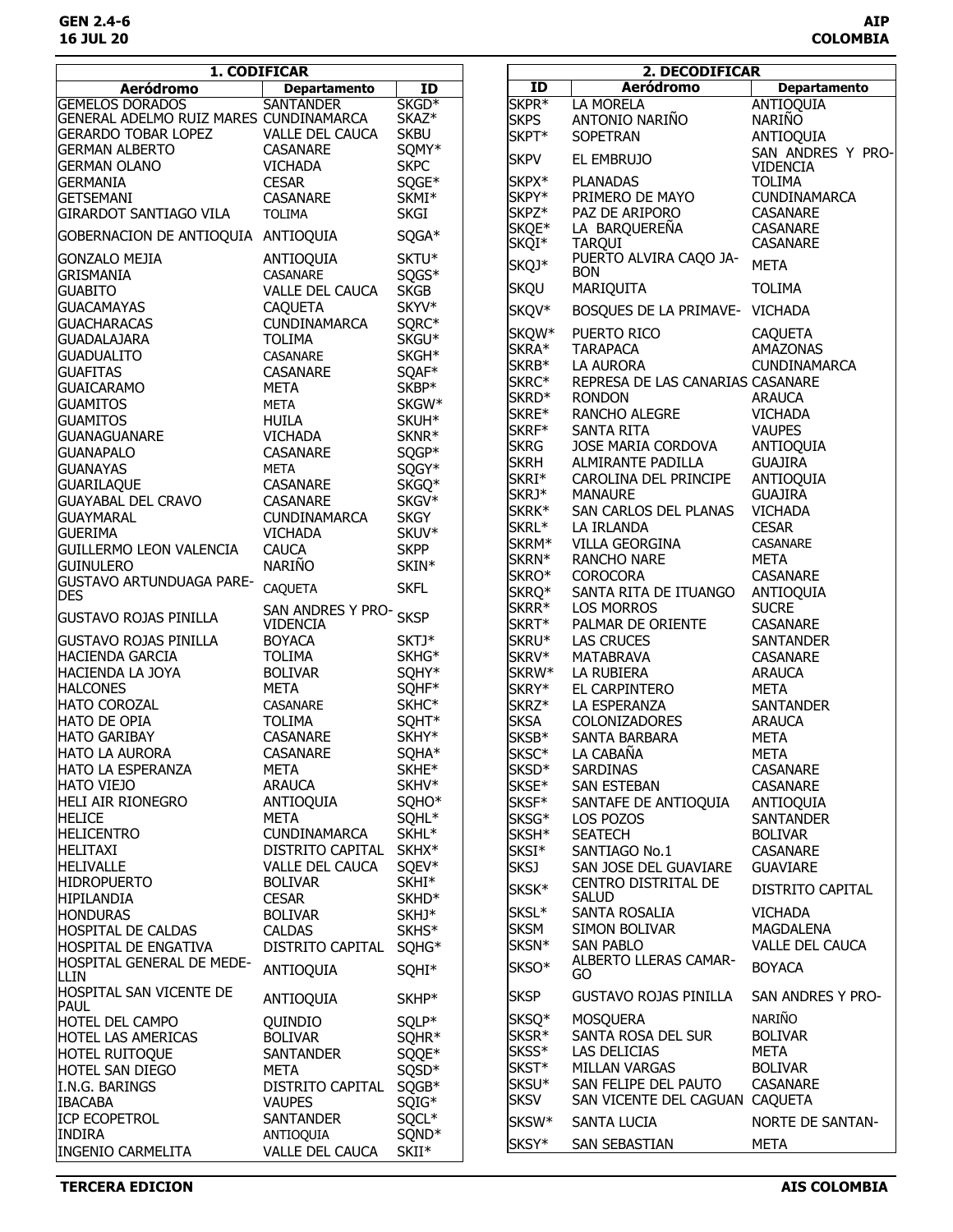## 1. CODIFICAR

| Aeródromo | Departamento | ID |
|---|---|---|
| GEMELOS DORADOS | SANTANDER | SKGD* |
| GENERAL ADELMO RUIZ MARES | CUNDINAMARCA | SKAZ* |
| GERARDO TOBAR LOPEZ | VALLE DEL CAUCA | SKBU |
| GERMAN ALBERTO | CASANARE | SQMY* |
| GERMAN OLANO | VICHADA | SKPC |
| GERMANIA | CESAR | SQGE* |
| GETSEMANI | CASANARE | SKMI* |
| GIRARDOT SANTIAGO VILA | TOLIMA | SKGI |
| GOBERNACION DE ANTIOQUIA | ANTIOQUIA | SQGA* |
| GONZALO MEJIA | ANTIOQUIA | SKTU* |
| GRISMANIA | CASANARE | SQGS* |
| GUABITO | VALLE DEL CAUCA | SKGB |
| GUACAMAYAS | CAQUETA | SKYV* |
| GUACHARACAS | CUNDINAMARCA | SQRC* |
| GUADALAJARA | TOLIMA | SKGU* |
| GUADUALITO | CASANARE | SKGH* |
| GUAFITAS | CASANARE | SQAF* |
| GUAICARAMO | META | SKBP* |
| GUAMITOS | META | SKGW* |
| GUAMITOS | HUILA | SKUH* |
| GUANAGUANARE | VICHADA | SKNR* |
| GUANAPALO | CASANARE | SQGP* |
| GUANAYAS | META | SQGY* |
| GUARILAQUE | CASANARE | SKGQ* |
| GUAYABAL DEL CRAVO | CASANARE | SKGV* |
| GUAYMARAL | CUNDINAMARCA | SKGY |
| GUERIMA | VICHADA | SKUV* |
| GUILLERMO LEON VALENCIA | CAUCA | SKPP |
| GUINULERO | NARIÑO | SKIN* |
| GUSTAVO ARTUNDUAGA PAREDES | CAQUETA | SKFL |
| GUSTAVO ROJAS PINILLA | SAN ANDRES Y PROVIDENCIA | SKSP |
| GUSTAVO ROJAS PINILLA | BOYACA | SKTJ* |
| HACIENDA GARCIA | TOLIMA | SKHG* |
| HACIENDA LA JOYA | BOLIVAR | SQHY* |
| HALCONES | META | SQHF* |
| HATO COROZAL | CASANARE | SKHC* |
| HATO DE OPIA | TOLIMA | SQHT* |
| HATO GARIBAY | CASANARE | SKHY* |
| HATO LA AURORA | CASANARE | SQHA* |
| HATO LA ESPERANZA | META | SKHE* |
| HATO VIEJO | ARAUCA | SKHV* |
| HELI AIR RIONEGRO | ANTIOQUIA | SQHO* |
| HELICE | META | SQHL* |
| HELICENTRO | CUNDINAMARCA | SKHL* |
| HELITAXI | DISTRITO CAPITAL | SKHX* |
| HELIVALLE | VALLE DEL CAUCA | SQEV* |
| HIDROPUERTO | BOLIVAR | SKHI* |
| HIPILANDIA | CESAR | SKHD* |
| HONDURAS | BOLIVAR | SKHJ* |
| HOSPITAL DE CALDAS | CALDAS | SKHS* |
| HOSPITAL DE ENGATIVA | DISTRITO CAPITAL | SQHG* |
| HOSPITAL GENERAL DE MEDELLIN | ANTIOQUIA | SQHI* |
| HOSPITAL SAN VICENTE DE PAUL | ANTIOQUIA | SKHP* |
| HOTEL DEL CAMPO | QUINDIO | SQLP* |
| HOTEL LAS AMERICAS | BOLIVAR | SQHR* |
| HOTEL RUITOQUE | SANTANDER | SQQE* |
| HOTEL SAN DIEGO | META | SQSD* |
| I.N.G. BARINGS | DISTRITO CAPITAL | SQGB* |
| IBACABA | VAUPES | SQIG* |
| ICP ECOPETROL | SANTANDER | SQCL* |
| INDIRA | ANTIOQUIA | SQND* |
| INGENIO CARMELITA | VALLE DEL CAUCA | SKII* |

## 2. DECODIFICAR

| ID | Aeródromo | Departamento |
|---|---|---|
| SKPR* | LA MORELA | ANTIOQUIA |
| SKPS | ANTONIO NARIÑO | NARIÑO |
| SKPT* | SOPETRAN | ANTIOQUIA |
| SKPV | EL EMBRUJO | SAN ANDRES Y PROVIDENCIA |
| SKPX* | PLANADAS | TOLIMA |
| SKPY* | PRIMERO DE MAYO | CUNDINAMARCA |
| SKPZ* | PAZ DE ARIPORO | CASANARE |
| SKQE* | LA BARQUEREÑA | CASANARE |
| SKQI* | TARQUI | CASANARE |
| SKQJ* | PUERTO ALVIRA CAQO JABON | META |
| SKQU | MARIQUITA | TOLIMA |
| SKQV* | BOSQUES DE LA PRIMAVE- | VICHADA |
| SKQW* | PUERTO RICO | CAQUETA |
| SKRA* | TARAPACA | AMAZONAS |
| SKRB* | LA AURORA | CUNDINAMARCA |
| SKRC* | REPRESA DE LAS CANARIAS | CASANARE |
| SKRD* | RONDON | ARAUCA |
| SKRE* | RANCHO ALEGRE | VICHADA |
| SKRF* | SANTA RITA | VAUPES |
| SKRG | JOSE MARIA CORDOVA | ANTIOQUIA |
| SKRH | ALMIRANTE PADILLA | GUAJIRA |
| SKRI* | CAROLINA DEL PRINCIPE | ANTIOQUIA |
| SKRJ* | MANAURE | GUAJIRA |
| SKRK* | SAN CARLOS DEL PLANAS | VICHADA |
| SKRL* | LA IRLANDA | CESAR |
| SKRM* | VILLA GEORGINA | CASANARE |
| SKRN* | RANCHO NARE | META |
| SKRO* | COROCORA | CASANARE |
| SKRQ* | SANTA RITA DE ITUANGO | ANTIOQUIA |
| SKRR* | LOS MORROS | SUCRE |
| SKRT* | PALMAR DE ORIENTE | CASANARE |
| SKRU* | LAS CRUCES | SANTANDER |
| SKRV* | MATABRAVA | CASANARE |
| SKRW* | LA RUBIERA | ARAUCA |
| SKRY* | EL CARPINTERO | META |
| SKRZ* | LA ESPERANZA | SANTANDER |
| SKSA | COLONIZADORES | ARAUCA |
| SKSB* | SANTA BARBARA | META |
| SKSC* | LA CABAÑA | META |
| SKSD* | SARDINAS | CASANARE |
| SKSE* | SAN ESTEBAN | CASANARE |
| SKSF* | SANTAFE DE ANTIOQUIA | ANTIOQUIA |
| SKSG* | LOS POZOS | SANTANDER |
| SKSH* | SEATECH | BOLIVAR |
| SKSI* | SANTIAGO No.1 | CASANARE |
| SKSJ | SAN JOSE DEL GUAVIARE | GUAVIARE |
| SKSK* | CENTRO DISTRITAL DE SALUD | DISTRITO CAPITAL |
| SKSL* | SANTA ROSALIA | VICHADA |
| SKSM | SIMON BOLIVAR | MAGDALENA |
| SKSN* | SAN PABLO | VALLE DEL CAUCA |
| SKSO* | ALBERTO LLERAS CAMARGO | BOYACA |
| SKSP | GUSTAVO ROJAS PINILLA | SAN ANDRES Y PRO- |
| SKSQ* | MOSQUERA | NARIÑO |
| SKSR* | SANTA ROSA DEL SUR | BOLIVAR |
| SKSS* | LAS DELICIAS | META |
| SKST* | MILLAN VARGAS | BOLIVAR |
| SKSU* | SAN FELIPE DEL PAUTO | CASANARE |
| SKSV | SAN VICENTE DEL CAGUAN | CAQUETA |
| SKSW* | SANTA LUCIA | NORTE DE SANTAN- |
| SKSY* | SAN SEBASTIAN | META |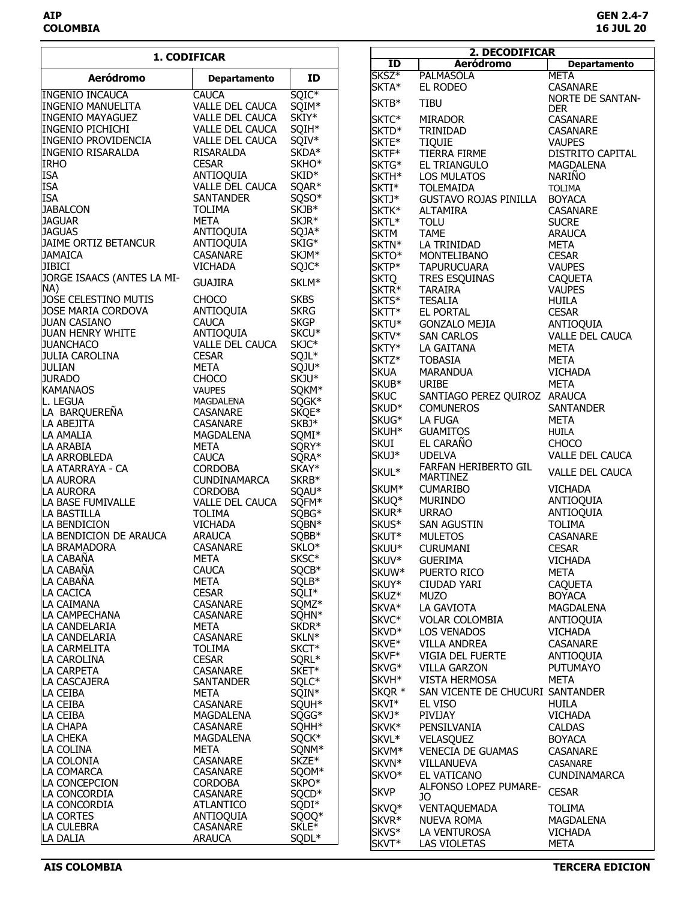## 1. CODIFICAR

| Aeródromo | Departamento | ID |
|---|---|---|
| INGENIO INCAUCA | CAUCA | SQIC* |
| INGENIO MANUELITA | VALLE DEL CAUCA | SQIM* |
| INGENIO MAYAGUEZ | VALLE DEL CAUCA | SKIY* |
| INGENIO PICHICHI | VALLE DEL CAUCA | SQIH* |
| INGENIO PROVIDENCIA | VALLE DEL CAUCA | SQIV* |
| INGENIO RISARALDA | RISARALDA | SKDA* |
| IRHO | CESAR | SKHO* |
| ISA | ANTIOQUIA | SKID* |
| ISA | VALLE DEL CAUCA | SQAR* |
| ISA | SANTANDER | SQSO* |
| JABALCON | TOLIMA | SKJB* |
| JAGUAR | META | SKJR* |
| JAGUAS | ANTIOQUIA | SQJA* |
| JAIME ORTIZ BETANCUR | ANTIOQUIA | SKIG* |
| JAMAICA | CASANARE | SKJM* |
| JIBICI | VICHADA | SQJC* |
| JORGE ISAACS (ANTES LA MINA) | GUAJIRA | SKLM* |
| JOSE CELESTINO MUTIS | CHOCO | SKBS |
| JOSE MARIA CORDOVA | ANTIOQUIA | SKRG |
| JUAN CASIANO | CAUCA | SKGP |
| JUAN HENRY WHITE | ANTIOQUIA | SKCU* |
| JUANCHACO | VALLE DEL CAUCA | SKJC* |
| JULIA CAROLINA | CESAR | SQJL* |
| JULIAN | META | SQJU* |
| JURADO | CHOCO | SKJU* |
| KAMANAOS | VAUPES | SQKM* |
| L. LEGUA | MAGDALENA | SQGK* |
| LA BARQUEREÑA | CASANARE | SKQE* |
| LA ABEJITA | CASANARE | SKBJ* |
| LA AMALIA | MAGDALENA | SQMI* |
| LA ARABIA | META | SQRY* |
| LA ARROBLEDA | CAUCA | SQRA* |
| LA ATARRAYA - CA | CORDOBA | SKAY* |
| LA AURORA | CUNDINAMARCA | SKRB* |
| LA AURORA | CORDOBA | SQAU* |
| LA BASE FUMIVALLE | VALLE DEL CAUCA | SQFM* |
| LA BASTILLA | TOLIMA | SQBG* |
| LA BENDICION | VICHADA | SQBN* |
| LA BENDICION DE ARAUCA | ARAUCA | SQBB* |
| LA BRAMADORA | CASANARE | SKLO* |
| LA CABAÑA | META | SKSC* |
| LA CABAÑA | CAUCA | SQCB* |
| LA CABAÑA | META | SQLB* |
| LA CACICA | CESAR | SQLI* |
| LA CAIMANA | CASANARE | SQMZ* |
| LA CAMPECHANA | CASANARE | SQHN* |
| LA CANDELARIA | META | SKDR* |
| LA CANDELARIA | CASANARE | SKLN* |
| LA CARMELITA | TOLIMA | SKCT* |
| LA CAROLINA | CESAR | SQRL* |
| LA CARPETA | CASANARE | SKET* |
| LA CASCAJERA | SANTANDER | SQLC* |
| LA CEIBA | META | SQIN* |
| LA CEIBA | CASANARE | SQUH* |
| LA CEIBA | MAGDALENA | SQGG* |
| LA CHAPA | CASANARE | SQHH* |
| LA CHEKA | MAGDALENA | SQCK* |
| LA COLINA | META | SQNM* |
| LA COLONIA | CASANARE | SKZE* |
| LA COMARCA | CASANARE | SQOM* |
| LA CONCEPCION | CORDOBA | SKPO* |
| LA CONCORDIA | CASANARE | SQCD* |
| LA CONCORDIA | ATLANTICO | SQDI* |
| LA CORTES | ANTIOQUIA | SQOQ* |
| LA CULEBRA | CASANARE | SKLE* |
| LA DALIA | ARAUCA | SQDL* |

## 2. DECODIFICAR

| ID | Aeródromo | Departamento |
|---|---|---|
| SKSZ* | PALMASOLA | META |
| SKTA* | EL RODEO | CASANARE |
| SKTB* | TIBU | NORTE DE SANTANDER |
| SKTC* | MIRADOR | CASANARE |
| SKTD* | TRINIDAD | CASANARE |
| SKTE* | TIQUIE | VAUPES |
| SKTF* | TIERRA FIRME | DISTRITO CAPITAL |
| SKTG* | EL TRIANGULO | MAGDALENA |
| SKTH* | LOS MULATOS | NARIÑO |
| SKTI* | TOLEMAIDA | TOLIMA |
| SKTJ* | GUSTAVO ROJAS PINILLA | BOYACA |
| SKTK* | ALTAMIRA | CASANARE |
| SKTL* | TOLU | SUCRE |
| SKTM | TAME | ARAUCA |
| SKTN* | LA TRINIDAD | META |
| SKTO* | MONTELIBANO | CESAR |
| SKTP* | TAPURUCUARA | VAUPES |
| SKTQ | TRES ESQUINAS | CAQUETA |
| SKTR* | TARAIRA | VAUPES |
| SKTS* | TESALIA | HUILA |
| SKTT* | EL PORTAL | CESAR |
| SKTU* | GONZALO MEJIA | ANTIOQUIA |
| SKTV* | SAN CARLOS | VALLE DEL CAUCA |
| SKTY* | LA GAITANA | META |
| SKTZ* | TOBASIA | META |
| SKUA | MARANDUA | VICHADA |
| SKUB* | URIBE | META |
| SKUC | SANTIAGO PEREZ QUIROZ | ARAUCA |
| SKUD* | COMUNEROS | SANTANDER |
| SKUG* | LA FUGA | META |
| SKUH* | GUAMITOS | HUILA |
| SKUI | EL CARAÑO | CHOCO |
| SKUJ* | UDELVA | VALLE DEL CAUCA |
| SKUL* | FARFAN HERIBERTO GIL MARTINEZ | VALLE DEL CAUCA |
| SKUM* | CUMARIBO | VICHADA |
| SKUQ* | MURINDO | ANTIOQUIA |
| SKUR* | URRAO | ANTIOQUIA |
| SKUS* | SAN AGUSTIN | TOLIMA |
| SKUT* | MULETOS | CASANARE |
| SKUU* | CURUMANI | CESAR |
| SKUV* | GUERIMA | VICHADA |
| SKUW* | PUERTO RICO | META |
| SKUY* | CIUDAD YARI | CAQUETA |
| SKUZ* | MUZO | BOYACA |
| SKVA* | LA GAVIOTA | MAGDALENA |
| SKVC* | VOLAR COLOMBIA | ANTIOQUIA |
| SKVD* | LOS VENADOS | VICHADA |
| SKVE* | VILLA ANDREA | CASANARE |
| SKVF* | VIGIA DEL FUERTE | ANTIOQUIA |
| SKVG* | VILLA GARZON | PUTUMAYO |
| SKVH* | VISTA HERMOSA | META |
| SKQR * | SAN VICENTE DE CHUCURI | SANTANDER |
| SKVI* | EL VISO | HUILA |
| SKVJ* | PIVIJAY | VICHADA |
| SKVK* | PENSILVANIA | CALDAS |
| SKVL* | VELASQUEZ | BOYACA |
| SKVM* | VENECIA DE GUAMAS | CASANARE |
| SKVN* | VILLANUEVA | CASANARE |
| SKVO* | EL VATICANO | CUNDINAMARCA |
| SKVP | ALFONSO LOPEZ PUMAREJO | CESAR |
| SKVQ* | VENTAQUEMADA | TOLIMA |
| SKVR* | NUEVA ROMA | MAGDALENA |
| SKVS* | LA VENTUROSA | VICHADA |
| SKVT* | LAS VIOLETAS | META |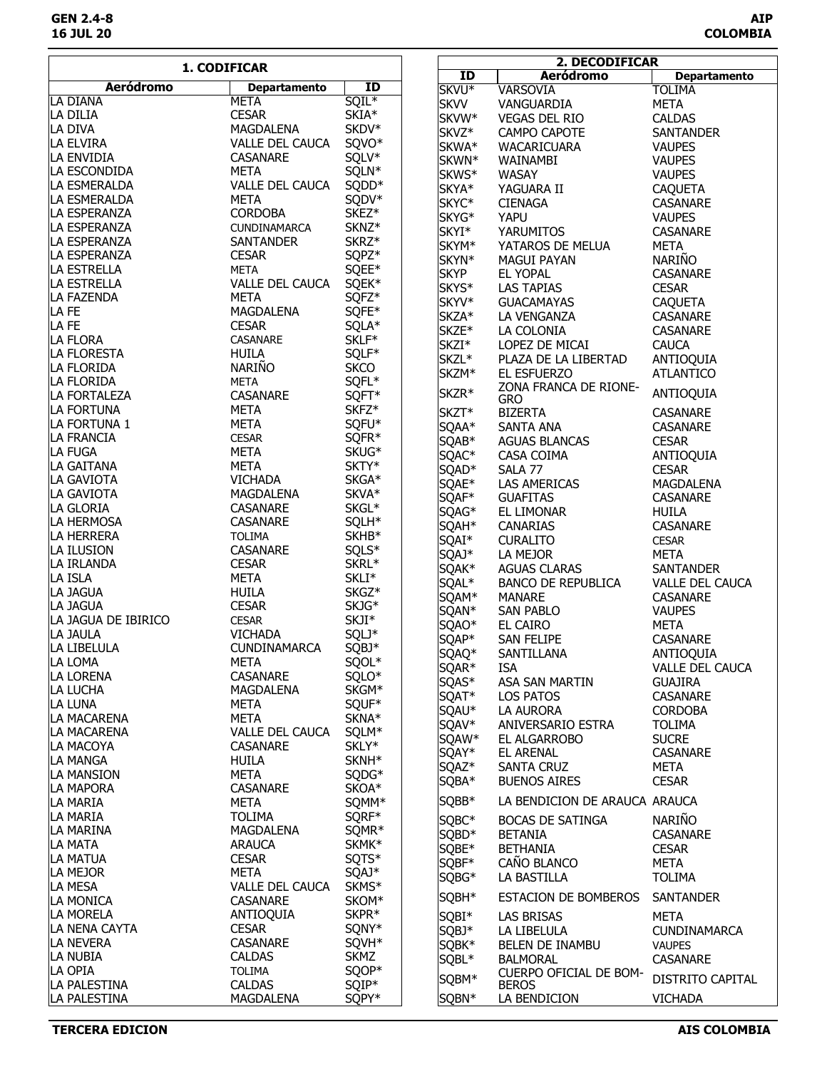## 1. CODIFICAR

| Aeródromo | Departamento | ID |
|---|---|---|
| LA DIANA | META | SQIL* |
| LA DILIA | CESAR | SKIA* |
| LA DIVA | MAGDALENA | SKDV* |
| LA ELVIRA | VALLE DEL CAUCA | SQVO* |
| LA ENVIDIA | CASANARE | SQLV* |
| LA ESCONDIDA | META | SQLN* |
| LA ESMERALDA | VALLE DEL CAUCA | SQDD* |
| LA ESMERALDA | META | SQDV* |
| LA ESPERANZA | CORDOBA | SKEZ* |
| LA ESPERANZA | CUNDINAMARCA | SKNZ* |
| LA ESPERANZA | SANTANDER | SKRZ* |
| LA ESPERANZA | CESAR | SQPZ* |
| LA ESTRELLA | META | SQEE* |
| LA ESTRELLA | VALLE DEL CAUCA | SQEK* |
| LA FAZENDA | META | SQFZ* |
| LA FE | MAGDALENA | SQFE* |
| LA FE | CESAR | SQLA* |
| LA FLORA | CASANARE | SKLF* |
| LA FLORESTA | HUILA | SQLF* |
| LA FLORIDA | NARIÑO | SKCO |
| LA FLORIDA | META | SQFL* |
| LA FORTALEZA | CASANARE | SQFT* |
| LA FORTUNA | META | SKFZ* |
| LA FORTUNA 1 | META | SQFU* |
| LA FRANCIA | CESAR | SQFR* |
| LA FUGA | META | SKUG* |
| LA GAITANA | META | SKTY* |
| LA GAVIOTA | VICHADA | SKGA* |
| LA GAVIOTA | MAGDALENA | SKVA* |
| LA GLORIA | CASANARE | SKGL* |
| LA HERMOSA | CASANARE | SQLH* |
| LA HERRERA | TOLIMA | SKHB* |
| LA ILUSION | CASANARE | SQLS* |
| LA IRLANDA | CESAR | SKRL* |
| LA ISLA | META | SKLI* |
| LA JAGUA | HUILA | SKGZ* |
| LA JAGUA | CESAR | SKJG* |
| LA JAGUA DE IBIRICO | CESAR | SKJI* |
| LA JAULA | VICHADA | SQLJ* |
| LA LIBELULA | CUNDINAMARCA | SQBJ* |
| LA LOMA | META | SQOL* |
| LA LORENA | CASANARE | SQLO* |
| LA LUCHA | MAGDALENA | SKGM* |
| LA LUNA | META | SQUF* |
| LA MACARENA | META | SKNA* |
| LA MACARENA | VALLE DEL CAUCA | SQLM* |
| LA MACOYA | CASANARE | SKLY* |
| LA MANGA | HUILA | SKNH* |
| LA MANSION | META | SQDG* |
| LA MAPORA | CASANARE | SKOA* |
| LA MARIA | META | SQMM* |
| LA MARIA | TOLIMA | SQRF* |
| LA MARINA | MAGDALENA | SQMR* |
| LA MATA | ARAUCA | SKMK* |
| LA MATUA | CESAR | SQTS* |
| LA MEJOR | META | SQAJ* |
| LA MESA | VALLE DEL CAUCA | SKMS* |
| LA MONICA | CASANARE | SKOM* |
| LA MORELA | ANTIOQUIA | SKPR* |
| LA NENA CAYTA | CESAR | SQNY* |
| LA NEVERA | CASANARE | SQVH* |
| LA NUBIA | CALDAS | SKMZ |
| LA OPIA | TOLIMA | SQOP* |
| LA PALESTINA | CALDAS | SQIP* |
| LA PALESTINA | MAGDALENA | SQPY* |

## 2. DECODIFICAR

| ID | Aeródromo | Departamento |
|---|---|---|
| SKVU* | VARSOVIA | TOLIMA |
| SKVV | VANGUARDIA | META |
| SKVW* | VEGAS DEL RIO | CALDAS |
| SKVZ* | CAMPO CAPOTE | SANTANDER |
| SKWA* | WACARICUARA | VAUPES |
| SKWN* | WAINAMBI | VAUPES |
| SKWS* | WASAY | VAUPES |
| SKYA* | YAGUARA II | CAQUETA |
| SKYC* | CIENAGA | CASANARE |
| SKYG* | YAPU | VAUPES |
| SKYI* | YARUMITOS | CASANARE |
| SKYM* | YATAROS DE MELUA | META |
| SKYN* | MAGUI PAYAN | NARIÑO |
| SKYP | EL YOPAL | CASANARE |
| SKYS* | LAS TAPIAS | CESAR |
| SKYV* | GUACAMAYAS | CAQUETA |
| SKZA* | LA VENGANZA | CASANARE |
| SKZE* | LA COLONIA | CASANARE |
| SKZI* | LOPEZ DE MICAI | CAUCA |
| SKZL* | PLAZA DE LA LIBERTAD | ANTIOQUIA |
| SKZM* | EL ESFUERZO | ATLANTICO |
| SKZR* | ZONA FRANCA DE RIONE-GRO | ANTIOQUIA |
| SKZT* | BIZERTA | CASANARE |
| SQAA* | SANTA ANA | CASANARE |
| SQAB* | AGUAS BLANCAS | CESAR |
| SQAC* | CASA COIMA | ANTIOQUIA |
| SQAD* | SALA 77 | CESAR |
| SQAE* | LAS AMERICAS | MAGDALENA |
| SQAF* | GUAFITAS | CASANARE |
| SQAG* | EL LIMONAR | HUILA |
| SQAH* | CANARIAS | CASANARE |
| SQAI* | CURALITO | CESAR |
| SQAJ* | LA MEJOR | META |
| SQAK* | AGUAS CLARAS | SANTANDER |
| SQAL* | BANCO DE REPUBLICA | VALLE DEL CAUCA |
| SQAM* | MANARE | CASANARE |
| SQAN* | SAN PABLO | VAUPES |
| SQAO* | EL CAIRO | META |
| SQAP* | SAN FELIPE | CASANARE |
| SQAQ* | SANTILLANA | ANTIOQUIA |
| SQAR* | ISA | VALLE DEL CAUCA |
| SQAS* | ASA SAN MARTIN | GUAJIRA |
| SQAT* | LOS PATOS | CASANARE |
| SQAU* | LA AURORA | CORDOBA |
| SQAV* | ANIVERSARIO ESTRA | TOLIMA |
| SQAW* | EL ALGARROBO | SUCRE |
| SQAY* | EL ARENAL | CASANARE |
| SQAZ* | SANTA CRUZ | META |
| SQBA* | BUENOS AIRES | CESAR |
| SQBB* | LA BENDICION DE ARAUCA | ARAUCA |
| SQBC* | BOCAS DE SATINGA | NARIÑO |
| SQBD* | BETANIA | CASANARE |
| SQBE* | BETHANIA | CESAR |
| SQBF* | CAÑO BLANCO | META |
| SQBG* | LA BASTILLA | TOLIMA |
| SQBH* | ESTACION DE BOMBEROS | SANTANDER |
| SQBI* | LAS BRISAS | META |
| SQBJ* | LA LIBELULA | CUNDINAMARCA |
| SQBK* | BELEN DE INAMBU | VAUPES |
| SQBL* | BALMORAL | CASANARE |
| SQBM* | CUERPO OFICIAL DE BOM-BEROS | DISTRITO CAPITAL |
| SQBN* | LA BENDICION | VICHADA |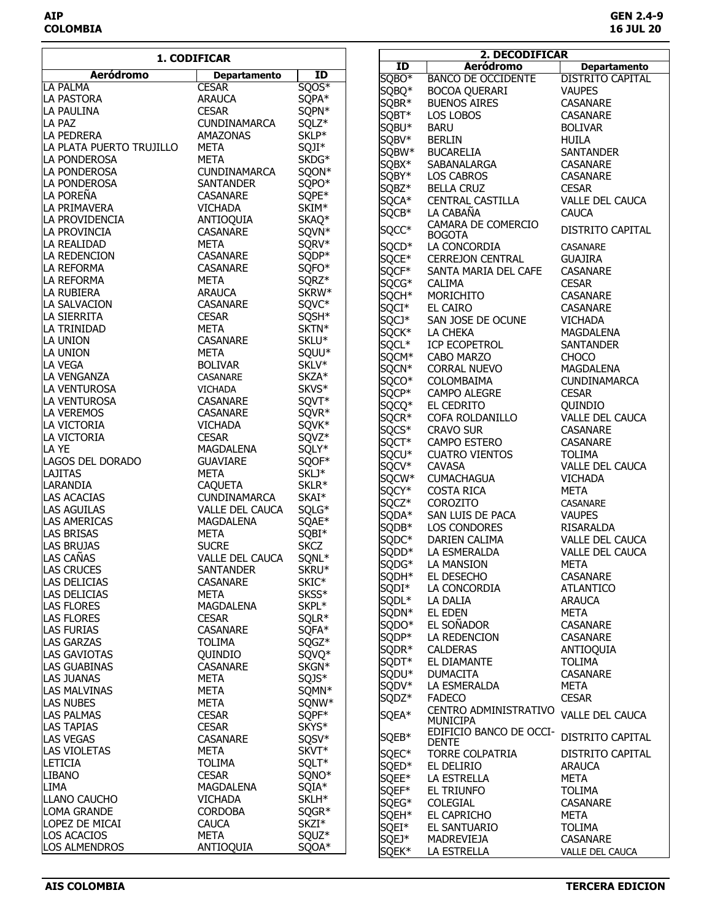## 1. CODIFICAR

| Aeródromo | Departamento | ID |
|---|---|---|
| LA PALMA | CESAR | SQOS* |
| LA PASTORA | ARAUCA | SQPA* |
| LA PAULINA | CESAR | SQPN* |
| LA PAZ | CUNDINAMARCA | SQLZ* |
| LA PEDRERA | AMAZONAS | SKLP* |
| LA PLATA PUERTO TRUJILLO | META | SQJI* |
| LA PONDEROSA | META | SKDG* |
| LA PONDEROSA | CUNDINAMARCA | SQON* |
| LA PONDEROSA | SANTANDER | SQPO* |
| LA POREÑA | CASANARE | SQPE* |
| LA PRIMAVERA | VICHADA | SKIM* |
| LA PROVIDENCIA | ANTIOQUIA | SKAQ* |
| LA PROVINCIA | CASANARE | SQVN* |
| LA REALIDAD | META | SQRV* |
| LA REDENCION | CASANARE | SQDP* |
| LA REFORMA | CASANARE | SQFO* |
| LA REFORMA | META | SQRZ* |
| LA RUBIERA | ARAUCA | SKRW* |
| LA SALVACION | CASANARE | SQVC* |
| LA SIERRITA | CESAR | SQSH* |
| LA TRINIDAD | META | SKTN* |
| LA UNION | CASANARE | SKLU* |
| LA UNION | META | SQUU* |
| LA VEGA | BOLIVAR | SKLV* |
| LA VENGANZA | CASANARE | SKZA* |
| LA VENTUROSA | VICHADA | SKVS* |
| LA VENTUROSA | CASANARE | SQVT* |
| LA VEREMOS | CASANARE | SQVR* |
| LA VICTORIA | VICHADA | SQVK* |
| LA VICTORIA | CESAR | SQVZ* |
| LA YE | MAGDALENA | SQLY* |
| LAGOS DEL DORADO | GUAVIARE | SQOF* |
| LAJITAS | META | SKLJ* |
| LARANDIA | CAQUETA | SKLR* |
| LAS ACACIAS | CUNDINAMARCA | SKAI* |
| LAS AGUILAS | VALLE DEL CAUCA | SQLG* |
| LAS AMERICAS | MAGDALENA | SQAE* |
| LAS BRISAS | META | SQBI* |
| LAS BRUJAS | SUCRE | SKCZ |
| LAS CAÑAS | VALLE DEL CAUCA | SQNL* |
| LAS CRUCES | SANTANDER | SKRU* |
| LAS DELICIAS | CASANARE | SKIC* |
| LAS DELICIAS | META | SKSS* |
| LAS FLORES | MAGDALENA | SKPL* |
| LAS FLORES | CESAR | SQLR* |
| LAS FURIAS | CASANARE | SQFA* |
| LAS GARZAS | TOLIMA | SQGZ* |
| LAS GAVIOTAS | QUINDIO | SQVQ* |
| LAS GUABINAS | CASANARE | SKGN* |
| LAS JUANAS | META | SQJS* |
| LAS MALVINAS | META | SQMN* |
| LAS NUBES | META | SQNW* |
| LAS PALMAS | CESAR | SQPF* |
| LAS TAPIAS | CESAR | SKYS* |
| LAS VEGAS | CASANARE | SQSV* |
| LAS VIOLETAS | META | SKVT* |
| LETICIA | TOLIMA | SQLT* |
| LIBANO | CESAR | SQNO* |
| LIMA | MAGDALENA | SQIA* |
| LLANO CAUCHO | VICHADA | SKLH* |
| LOMA GRANDE | CORDOBA | SQGR* |
| LOPEZ DE MICAI | CAUCA | SKZI* |
| LOS ACACIOS | META | SQUZ* |
| LOS ALMENDROS | ANTIOQUIA | SQOA* |

## 2. DECODIFICAR

| ID | Aeródromo | Departamento |
|---|---|---|
| SQBO* | BANCO DE OCCIDENTE | DISTRITO CAPITAL |
| SQBQ* | BOCOA QUERARI | VAUPES |
| SQBR* | BUENOS AIRES | CASANARE |
| SQBT* | LOS LOBOS | CASANARE |
| SQBU* | BARU | BOLIVAR |
| SQBV* | BERLIN | HUILA |
| SQBW* | BUCARELIA | SANTANDER |
| SQBX* | SABANALARGA | CASANARE |
| SQBY* | LOS CABROS | CASANARE |
| SQBZ* | BELLA CRUZ | CESAR |
| SQCA* | CENTRAL CASTILLA | VALLE DEL CAUCA |
| SQCB* | LA CABAÑA | CAUCA |
| SQCC* | CAMARA DE COMERCIO BOGOTA | DISTRITO CAPITAL |
| SQCD* | LA CONCORDIA | CASANARE |
| SQCE* | CERREJON CENTRAL | GUAJIRA |
| SQCF* | SANTA MARIA DEL CAFE | CASANARE |
| SQCG* | CALIMA | CESAR |
| SQCH* | MORICHITO | CASANARE |
| SQCI* | EL CAIRO | CASANARE |
| SQCJ* | SAN JOSE DE OCUNE | VICHADA |
| SQCK* | LA CHEKA | MAGDALENA |
| SQCL* | ICP ECOPETROL | SANTANDER |
| SQCM* | CABO MARZO | CHOCO |
| SQCN* | CORRAL NUEVO | MAGDALENA |
| SQCO* | COLOMBAIMA | CUNDINAMARCA |
| SQCP* | CAMPO ALEGRE | CESAR |
| SQCQ* | EL CEDRITO | QUINDIO |
| SQCR* | COFA ROLDANILLO | VALLE DEL CAUCA |
| SQCS* | CRAVO SUR | CASANARE |
| SQCT* | CAMPO ESTERO | CASANARE |
| SQCU* | CUATRO VIENTOS | TOLIMA |
| SQCV* | CAVASA | VALLE DEL CAUCA |
| SQCW* | CUMACHAGUA | VICHADA |
| SQCY* | COSTA RICA | META |
| SQCZ* | COROZITO | CASANARE |
| SQDA* | SAN LUIS DE PACA | VAUPES |
| SQDB* | LOS CONDORES | RISARALDA |
| SQDC* | DARIEN CALIMA | VALLE DEL CAUCA |
| SQDD* | LA ESMERALDA | VALLE DEL CAUCA |
| SQDG* | LA MANSION | META |
| SQDH* | EL DESECHO | CASANARE |
| SQDI* | LA CONCORDIA | ATLANTICO |
| SQDL* | LA DALIA | ARAUCA |
| SQDN* | EL EDEN | META |
| SQDO* | EL SOÑADOR | CASANARE |
| SQDP* | LA REDENCION | CASANARE |
| SQDR* | CALDERAS | ANTIOQUIA |
| SQDT* | EL DIAMANTE | TOLIMA |
| SQDU* | DUMACITA | CASANARE |
| SQDV* | LA ESMERALDA | META |
| SQDZ* | FADECO | CESAR |
| SQEA* | CENTRO ADMINISTRATIVO MUNICIPA | VALLE DEL CAUCA |
| SQEB* | EDIFICIO BANCO DE OCCI-DENTE | DISTRITO CAPITAL |
| SQEC* | TORRE COLPATRIA | DISTRITO CAPITAL |
| SQED* | EL DELIRIO | ARAUCA |
| SQEE* | LA ESTRELLA | META |
| SQEF* | EL TRIUNFO | TOLIMA |
| SQEG* | COLEGIAL | CASANARE |
| SQEH* | EL CAPRICHO | META |
| SQEI* | EL SANTUARIO | TOLIMA |
| SQEJ* | MADREVIEJA | CASANARE |
| SQEK* | LA ESTRELLA | VALLE DEL CAUCA |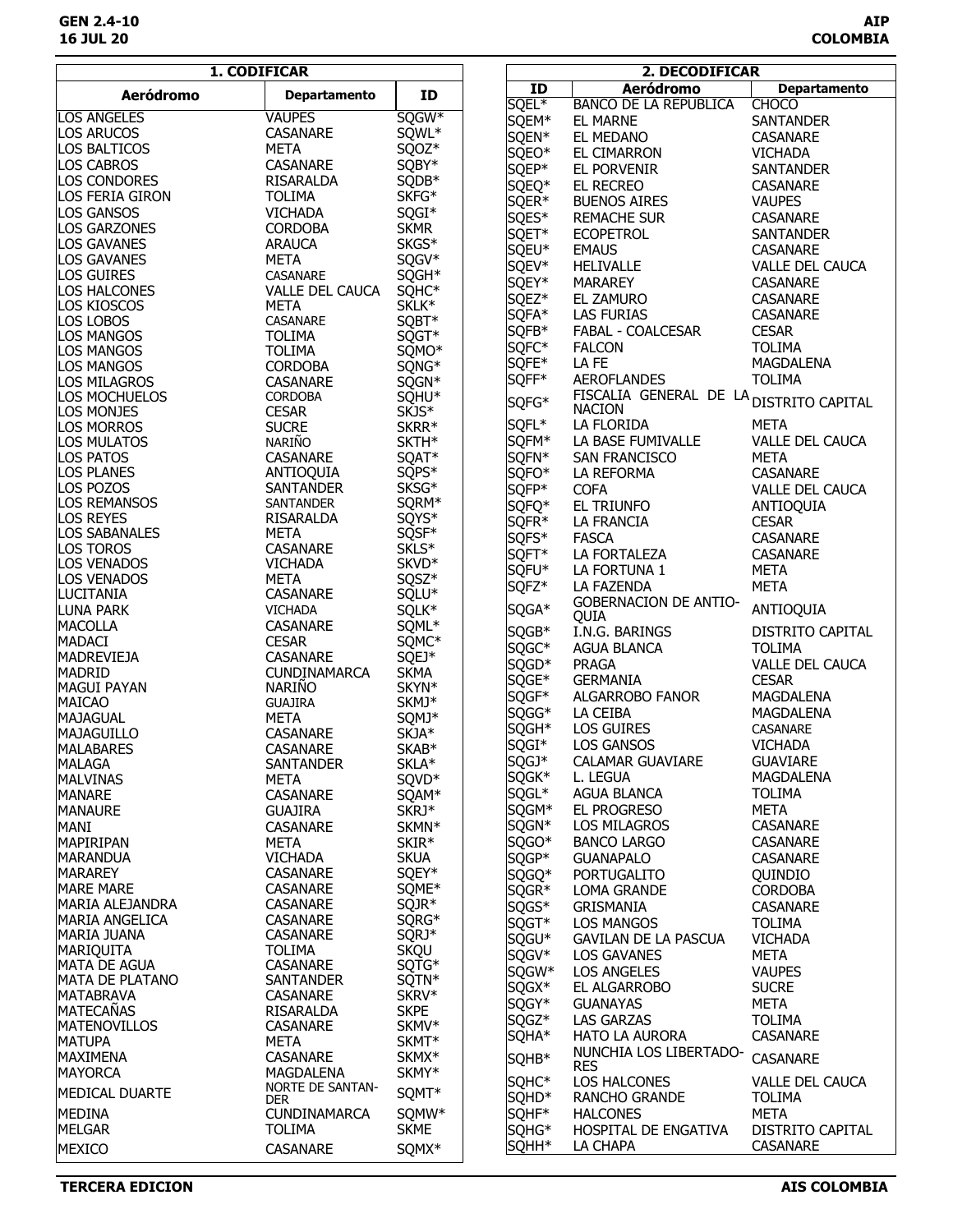## 1. CODIFICAR

| Aeródromo | Departamento | ID |
|---|---|---|
| LOS ANGELES | VAUPES | SQGW* |
| LOS ARUCOS | CASANARE | SQWL* |
| LOS BALTICOS | META | SQOZ* |
| LOS CABROS | CASANARE | SQBY* |
| LOS CONDORES | RISARALDA | SQDB* |
| LOS FERIA GIRON | TOLIMA | SKFG* |
| LOS GANSOS | VICHADA | SQGI* |
| LOS GARZONES | CORDOBA | SKMR |
| LOS GAVANES | ARAUCA | SKGS* |
| LOS GAVANES | META | SQGV* |
| LOS GUIRES | CASANARE | SQGH* |
| LOS HALCONES | VALLE DEL CAUCA | SQHC* |
| LOS KIOSCOS | META | SKLK* |
| LOS LOBOS | CASANARE | SQBT* |
| LOS MANGOS | TOLIMA | SQGT* |
| LOS MANGOS | TOLIMA | SQMO* |
| LOS MANGOS | CORDOBA | SQNG* |
| LOS MILAGROS | CASANARE | SQGN* |
| LOS MOCHUELOS | CORDOBA | SQHU* |
| LOS MONJES | CESAR | SKJS* |
| LOS MORROS | SUCRE | SKRR* |
| LOS MULATOS | NARIÑO | SKTH* |
| LOS PATOS | CASANARE | SQAT* |
| LOS PLANES | ANTIOQUIA | SQPS* |
| LOS POZOS | SANTANDER | SKSG* |
| LOS REMANSOS | SANTANDER | SQRM* |
| LOS REYES | RISARALDA | SQYS* |
| LOS SABANALES | META | SQSF* |
| LOS TOROS | CASANARE | SKLS* |
| LOS VENADOS | VICHADA | SKVD* |
| LOS VENADOS | META | SQSZ* |
| LUCITANIA | CASANARE | SQLU* |
| LUNA PARK | VICHADA | SQLK* |
| MACOLLA | CASANARE | SQML* |
| MADACI | CESAR | SQMC* |
| MADREVIEJA | CASANARE | SQEJ* |
| MADRID | CUNDINAMARCA | SKMA |
| MAGUI PAYAN | NARIÑO | SKYN* |
| MAICAO | GUAJIRA | SKMJ* |
| MAJAGUAL | META | SQMJ* |
| MAJAGUILLO | CASANARE | SKJA* |
| MALABARES | CASANARE | SKAB* |
| MALAGA | SANTANDER | SKLA* |
| MALVINAS | META | SQVD* |
| MANARE | CASANARE | SQAM* |
| MANAURE | GUAJIRA | SKRJ* |
| MANI | CASANARE | SKMN* |
| MAPIRIPAN | META | SKIR* |
| MARANDUA | VICHADA | SKUA |
| MARAREY | CASANARE | SQEY* |
| MARE MARE | CASANARE | SQME* |
| MARIA ALEJANDRA | CASANARE | SQJR* |
| MARIA ANGELICA | CASANARE | SQRG* |
| MARIA JUANA | CASANARE | SQRJ* |
| MARIQUITA | TOLIMA | SKQU |
| MATA DE AGUA | CASANARE | SQTG* |
| MATA DE PLATANO | SANTANDER | SQTN* |
| MATABRAVA | CASANARE | SKRV* |
| MATECAÑAS | RISARALDA | SKPE |
| MATENOVILLOS | CASANARE | SKMV* |
| MATUPA | META | SKMT* |
| MAXIMENA | CASANARE | SKMX* |
| MAYORCA | MAGDALENA | SKMY* |
| MEDICAL DUARTE | NORTE DE SANTANDER | SQMT* |
| MEDINA | CUNDINAMARCA | SQMW* |
| MELGAR | TOLIMA | SKME |
| MEXICO | CASANARE | SQMX* |

## 2. DECODIFICAR

| ID | Aeródromo | Departamento |
|---|---|---|
| SQEL* | BANCO DE LA REPUBLICA | CHOCO |
| SQEM* | EL MARNE | SANTANDER |
| SQEN* | EL MEDANO | CASANARE |
| SQEO* | EL CIMARRON | VICHADA |
| SQEP* | EL PORVENIR | SANTANDER |
| SQEQ* | EL RECREO | CASANARE |
| SQER* | BUENOS AIRES | VAUPES |
| SQES* | REMACHE SUR | CASANARE |
| SQET* | ECOPETROL | SANTANDER |
| SQEU* | EMAUS | CASANARE |
| SQEV* | HELIVALLE | VALLE DEL CAUCA |
| SQEY* | MARAREY | CASANARE |
| SQEZ* | EL ZAMURO | CASANARE |
| SQFA* | LAS FURIAS | CASANARE |
| SQFB* | FABAL - COALCESAR | CESAR |
| SQFC* | FALCON | TOLIMA |
| SQFE* | LA FE | MAGDALENA |
| SQFF* | AEROFLANDES | TOLIMA |
| SQFG* | FISCALIA GENERAL DE LA NACION | DISTRITO CAPITAL |
| SQFL* | LA FLORIDA | META |
| SQFM* | LA BASE FUMIVALLE | VALLE DEL CAUCA |
| SQFN* | SAN FRANCISCO | META |
| SQFO* | LA REFORMA | CASANARE |
| SQFP* | COFA | VALLE DEL CAUCA |
| SQFQ* | EL TRIUNFO | ANTIOQUIA |
| SQFR* | LA FRANCIA | CESAR |
| SQFS* | FASCA | CASANARE |
| SQFT* | LA FORTALEZA | CASANARE |
| SQFU* | LA FORTUNA 1 | META |
| SQFZ* | LA FAZENDA | META |
| SQGA* | GOBERNACION DE ANTIOQUIA | ANTIOQUIA |
| SQGB* | I.N.G. BARINGS | DISTRITO CAPITAL |
| SQGC* | AGUA BLANCA | TOLIMA |
| SQGD* | PRAGA | VALLE DEL CAUCA |
| SQGE* | GERMANIA | CESAR |
| SQGF* | ALGARROBO FANOR | MAGDALENA |
| SQGG* | LA CEIBA | MAGDALENA |
| SQGH* | LOS GUIRES | CASANARE |
| SQGI* | LOS GANSOS | VICHADA |
| SQGJ* | CALAMAR GUAVIARE | GUAVIARE |
| SQGK* | L. LEGUA | MAGDALENA |
| SQGL* | AGUA BLANCA | TOLIMA |
| SQGM* | EL PROGRESO | META |
| SQGN* | LOS MILAGROS | CASANARE |
| SQGO* | BANCO LARGO | CASANARE |
| SQGP* | GUANAPALO | CASANARE |
| SQGQ* | PORTUGALITO | QUINDIO |
| SQGR* | LOMA GRANDE | CORDOBA |
| SQGS* | GRISMANIA | CASANARE |
| SQGT* | LOS MANGOS | TOLIMA |
| SQGU* | GAVILAN DE LA PASCUA | VICHADA |
| SQGV* | LOS GAVANES | META |
| SQGW* | LOS ANGELES | VAUPES |
| SQGX* | EL ALGARROBO | SUCRE |
| SQGY* | GUANAYAS | META |
| SQGZ* | LAS GARZAS | TOLIMA |
| SQHA* | HATO LA AURORA | CASANARE |
| SQHB* | NUNCHIA LOS LIBERTADORES | CASANARE |
| SQHC* | LOS HALCONES | VALLE DEL CAUCA |
| SQHD* | RANCHO GRANDE | TOLIMA |
| SQHF* | HALCONES | META |
| SQHG* | HOSPITAL DE ENGATIVA | DISTRITO CAPITAL |
| SQHH* | LA CHAPA | CASANARE |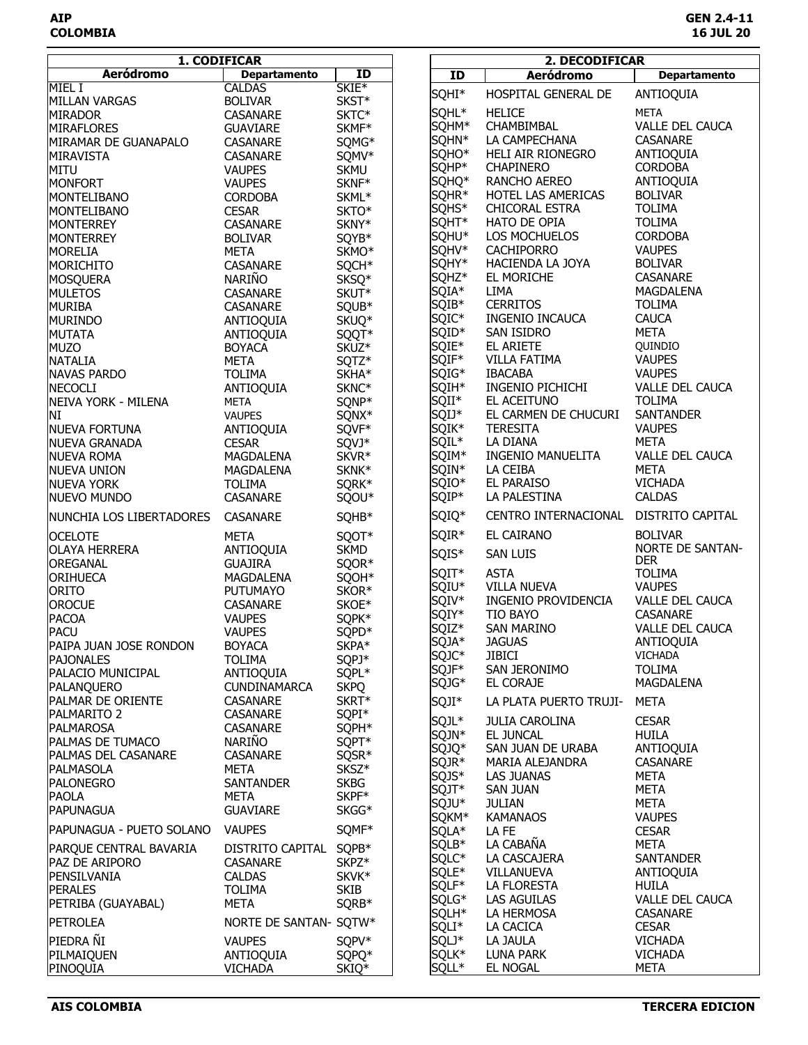## 1. CODIFICAR

| Aeródromo | Departamento | ID |
|---|---|---|
| MIEL I | CALDAS | SKIE* |
| MILLAN VARGAS | BOLIVAR | SKST* |
| MIRADOR | CASANARE | SKTC* |
| MIRAFLORES | GUAVIARE | SKMF* |
| MIRAMAR DE GUANAPALO | CASANARE | SQMG* |
| MIRAVISTA | CASANARE | SQMV* |
| MITU | VAUPES | SKMU |
| MONFORT | VAUPES | SKNF* |
| MONTELIBANO | CORDOBA | SKML* |
| MONTELIBANO | CESAR | SKTO* |
| MONTERREY | CASANARE | SKNY* |
| MONTERREY | BOLIVAR | SQYB* |
| MORELIA | META | SKMO* |
| MORICHITO | CASANARE | SQCH* |
| MOSQUERA | NARIÑO | SKSQ* |
| MULETOS | CASANARE | SKUT* |
| MURIBA | CASANARE | SQUB* |
| MURINDO | ANTIOQUIA | SKUQ* |
| MUTATA | ANTIOQUIA | SQQT* |
| MUZO | BOYACA | SKUZ* |
| NATALIA | META | SQTZ* |
| NAVAS PARDO | TOLIMA | SKHA* |
| NECOCLI | ANTIOQUIA | SKNC* |
| NEIVA YORK - MILENA | META | SQNP* |
| NI | VAUPES | SQNX* |
| NUEVA FORTUNA | ANTIOQUIA | SQVF* |
| NUEVA GRANADA | CESAR | SQVJ* |
| NUEVA ROMA | MAGDALENA | SKVR* |
| NUEVA UNION | MAGDALENA | SKNK* |
| NUEVA YORK | TOLIMA | SQRK* |
| NUEVO MUNDO | CASANARE | SQOU* |
| NUNCHIA LOS LIBERTADORES | CASANARE | SQHB* |
| OCELOTE | META | SQOT* |
| OLAYA HERRERA | ANTIOQUIA | SKMD |
| OREGANAL | GUAJIRA | SQOR* |
| ORIHUECA | MAGDALENA | SQOH* |
| ORITO | PUTUMAYO | SKOR* |
| OROCUE | CASANARE | SKOE* |
| PACOA | VAUPES | SQPK* |
| PACU | VAUPES | SQPD* |
| PAIPA JUAN JOSE RONDON | BOYACA | SKPA* |
| PAJONALES | TOLIMA | SQPJ* |
| PALACIO MUNICIPAL | ANTIOQUIA | SQPL* |
| PALANQUERO | CUNDINAMARCA | SKPQ |
| PALMAR DE ORIENTE | CASANARE | SKRT* |
| PALMARITO 2 | CASANARE | SQPI* |
| PALMAROSA | CASANARE | SQPH* |
| PALMAS DE TUMACO | NARIÑO | SQPT* |
| PALMAS DEL CASANARE | CASANARE | SQSR* |
| PALMASOLA | META | SKSZ* |
| PALONEGRO | SANTANDER | SKBG |
| PAOLA | META | SKPF* |
| PAPUNAGUA | GUAVIARE | SKGG* |
| PAPUNAGUA - PUETO SOLANO | VAUPES | SQMF* |
| PARQUE CENTRAL BAVARIA | DISTRITO CAPITAL | SQPB* |
| PAZ DE ARIPORO | CASANARE | SKPZ* |
| PENSILVANIA | CALDAS | SKVK* |
| PERALES | TOLIMA | SKIB |
| PETRIBA (GUAYABAL) | META | SQRB* |
| PETROLEA | NORTE DE SANTAN- | SQTW* |
| PIEDRA ÑI | VAUPES | SQPV* |
| PILMAIQUEN | ANTIOQUIA | SQPQ* |
| PINOQUIA | VICHADA | SKIQ* |

## 2. DECODIFICAR

| ID | Aeródromo | Departamento |
|---|---|---|
| SQHI* | HOSPITAL GENERAL DE | ANTIOQUIA |
| SQHL* | HELICE | META |
| SQHM* | CHAMBIMBAL | VALLE DEL CAUCA |
| SQHN* | LA CAMPECHANA | CASANARE |
| SQHO* | HELI AIR RIONEGRO | ANTIOQUIA |
| SQHP* | CHAPINERO | CORDOBA |
| SQHQ* | RANCHO AEREO | ANTIOQUIA |
| SQHR* | HOTEL LAS AMERICAS | BOLIVAR |
| SQHS* | CHICORAL ESTRA | TOLIMA |
| SQHT* | HATO DE OPIA | TOLIMA |
| SQHU* | LOS MOCHUELOS | CORDOBA |
| SQHV* | CACHIPORRO | VAUPES |
| SQHY* | HACIENDA LA JOYA | BOLIVAR |
| SQHZ* | EL MORICHE | CASANARE |
| SQIA* | LIMA | MAGDALENA |
| SQIB* | CERRITOS | TOLIMA |
| SQIC* | INGENIO INCAUCA | CAUCA |
| SQID* | SAN ISIDRO | META |
| SQIE* | EL ARIETE | QUINDIO |
| SQIF* | VILLA FATIMA | VAUPES |
| SQIG* | IBACABA | VAUPES |
| SQIH* | INGENIO PICHICHI | VALLE DEL CAUCA |
| SQII* | EL ACEITUNO | TOLIMA |
| SQIJ* | EL CARMEN DE CHUCURI | SANTANDER |
| SQIK* | TERESITA | VAUPES |
| SQIL* | LA DIANA | META |
| SQIM* | INGENIO MANUELITA | VALLE DEL CAUCA |
| SQIN* | LA CEIBA | META |
| SQIO* | EL PARAISO | VICHADA |
| SQIP* | LA PALESTINA | CALDAS |
| SQIQ* | CENTRO INTERNACIONAL | DISTRITO CAPITAL |
| SQIR* | EL CAIRANO | BOLIVAR |
| SQIS* | SAN LUIS | NORTE DE SANTAN-DER |
| SQIT* | ASTA | TOLIMA |
| SQIU* | VILLA NUEVA | VAUPES |
| SQIV* | INGENIO PROVIDENCIA | VALLE DEL CAUCA |
| SQIY* | TIO BAYO | CASANARE |
| SQIZ* | SAN MARINO | VALLE DEL CAUCA |
| SQJA* | JAGUAS | ANTIOQUIA |
| SQJC* | JIBICI | VICHADA |
| SQJF* | SAN JERONIMO | TOLIMA |
| SQJG* | EL CORAJE | MAGDALENA |
| SQJI* | LA PLATA PUERTO TRUJI- | META |
| SQJL* | JULIA CAROLINA | CESAR |
| SQJN* | EL JUNCAL | HUILA |
| SQJQ* | SAN JUAN DE URABA | ANTIOQUIA |
| SQJR* | MARIA ALEJANDRA | CASANARE |
| SQJS* | LAS JUANAS | META |
| SQJT* | SAN JUAN | META |
| SQJU* | JULIAN | META |
| SQKM* | KAMANAOS | VAUPES |
| SQLA* | LA FE | CESAR |
| SQLB* | LA CABAÑA | META |
| SQLC* | LA CASCAJERA | SANTANDER |
| SQLE* | VILLANUEVA | ANTIOQUIA |
| SQLF* | LA FLORESTA | HUILA |
| SQLG* | LAS AGUILAS | VALLE DEL CAUCA |
| SQLH* | LA HERMOSA | CASANARE |
| SQLI* | LA CACICA | CESAR |
| SQLJ* | LA JAULA | VICHADA |
| SQLK* | LUNA PARK | VICHADA |
| SQLL* | EL NOGAL | META |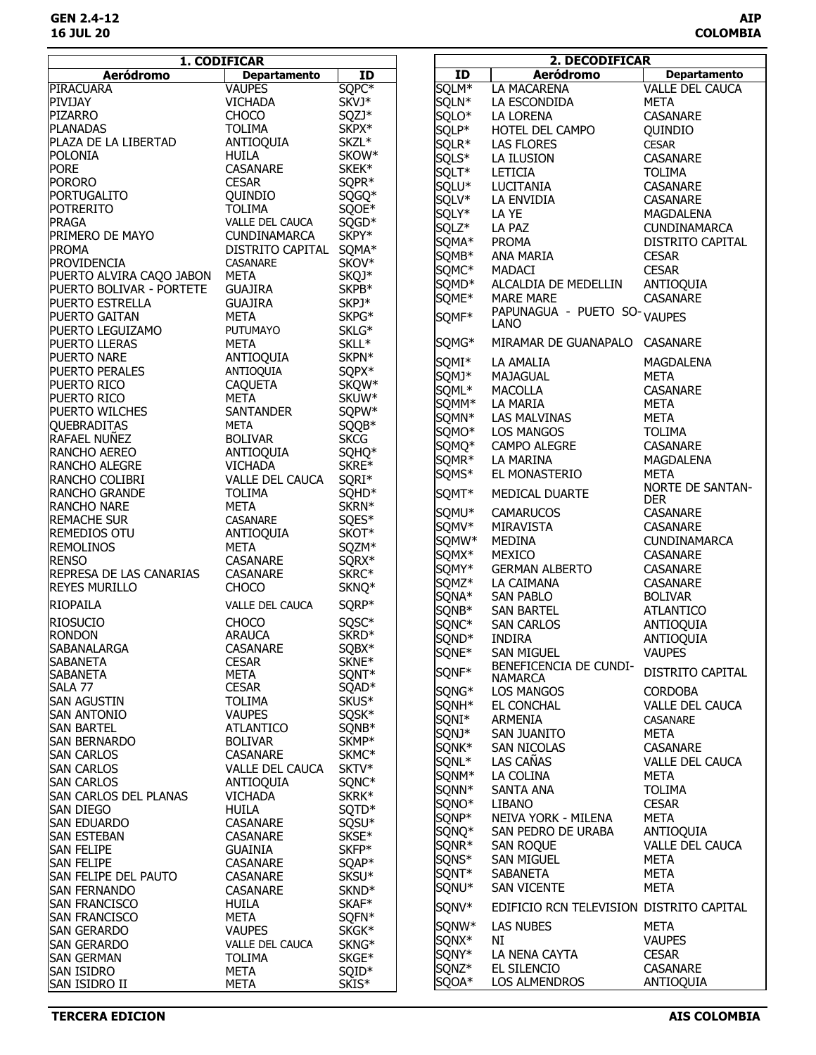## 1. CODIFICAR

| Aeródromo | Departamento | ID |
|---|---|---|
| PIRACUARA | VAUPES | SQPC* |
| PIVIJAY | VICHADA | SKVJ* |
| PIZARRO | CHOCO | SQZJ* |
| PLANADAS | TOLIMA | SKPX* |
| PLAZA DE LA LIBERTAD | ANTIOQUIA | SKZL* |
| POLONIA | HUILA | SKOW* |
| PORE | CASANARE | SKEK* |
| PORORO | CESAR | SQPR* |
| PORTUGALITO | QUINDIO | SQGQ* |
| POTRERITO | TOLIMA | SQOE* |
| PRAGA | VALLE DEL CAUCA | SQGD* |
| PRIMERO DE MAYO | CUNDINAMARCA | SKPY* |
| PROMA | DISTRITO CAPITAL | SQMA* |
| PROVIDENCIA | CASANARE | SKOV* |
| PUERTO ALVIRA CAQO JABON | META | SKQJ* |
| PUERTO BOLIVAR - PORTETE | GUAJIRA | SKPB* |
| PUERTO ESTRELLA | GUAJIRA | SKPJ* |
| PUERTO GAITAN | META | SKPG* |
| PUERTO LEGUIZAMO | PUTUMAYO | SKLG* |
| PUERTO LLERAS | META | SKLL* |
| PUERTO NARE | ANTIOQUIA | SKPN* |
| PUERTO PERALES | ANTIOQUIA | SQPX* |
| PUERTO RICO | CAQUETA | SKQW* |
| PUERTO RICO | META | SKUW* |
| PUERTO WILCHES | SANTANDER | SQPW* |
| QUEBRADITAS | META | SQQB* |
| RAFAEL NUÑEZ | BOLIVAR | SKCG |
| RANCHO AEREO | ANTIOQUIA | SQHQ* |
| RANCHO ALEGRE | VICHADA | SKRE* |
| RANCHO COLIBRI | VALLE DEL CAUCA | SQRI* |
| RANCHO GRANDE | TOLIMA | SQHD* |
| RANCHO NARE | META | SKRN* |
| REMACHE SUR | CASANARE | SQES* |
| REMEDIOS OTU | ANTIOQUIA | SKOT* |
| REMOLINOS | META | SQZM* |
| RENSO | CASANARE | SQRX* |
| REPRESA DE LAS CANARIAS | CASANARE | SKRC* |
| REYES MURILLO | CHOCO | SKNQ* |
| RIOPAILA | VALLE DEL CAUCA | SQRP* |
| RIOSUCIO | CHOCO | SQSC* |
| RONDON | ARAUCA | SKRD* |
| SABANALARGA | CASANARE | SQBX* |
| SABANETA | CESAR | SKNE* |
| SABANETA | META | SQNT* |
| SALA 77 | CESAR | SQAD* |
| SAN AGUSTIN | TOLIMA | SKUS* |
| SAN ANTONIO | VAUPES | SQSK* |
| SAN BARTEL | ATLANTICO | SQNB* |
| SAN BERNARDO | BOLIVAR | SKMP* |
| SAN CARLOS | CASANARE | SKMC* |
| SAN CARLOS | VALLE DEL CAUCA | SKTV* |
| SAN CARLOS | ANTIOQUIA | SQNC* |
| SAN CARLOS DEL PLANAS | VICHADA | SKRK* |
| SAN DIEGO | HUILA | SQTD* |
| SAN EDUARDO | CASANARE | SQSU* |
| SAN ESTEBAN | CASANARE | SKSE* |
| SAN FELIPE | GUAINIA | SKFP* |
| SAN FELIPE | CASANARE | SQAP* |
| SAN FELIPE DEL PAUTO | CASANARE | SKSU* |
| SAN FERNANDO | CASANARE | SKND* |
| SAN FRANCISCO | HUILA | SKAF* |
| SAN FRANCISCO | META | SQFN* |
| SAN GERARDO | VAUPES | SKGK* |
| SAN GERARDO | VALLE DEL CAUCA | SKNG* |
| SAN GERMAN | TOLIMA | SKGE* |
| SAN ISIDRO | META | SQID* |
| SAN ISIDRO II | META | SKIS* |

## 2. DECODIFICAR

| ID | Aeródromo | Departamento |
|---|---|---|
| SQLM* | LA MACARENA | VALLE DEL CAUCA |
| SQLN* | LA ESCONDIDA | META |
| SQLO* | LA LORENA | CASANARE |
| SQLP* | HOTEL DEL CAMPO | QUINDIO |
| SQLR* | LAS FLORES | CESAR |
| SQLS* | LA ILUSION | CASANARE |
| SQLT* | LETICIA | TOLIMA |
| SQLU* | LUCITANIA | CASANARE |
| SQLV* | LA ENVIDIA | CASANARE |
| SQLY* | LA YE | MAGDALENA |
| SQLZ* | LA PAZ | CUNDINAMARCA |
| SQMA* | PROMA | DISTRITO CAPITAL |
| SQMB* | ANA MARIA | CESAR |
| SQMC* | MADACI | CESAR |
| SQMD* | ALCALDIA DE MEDELLIN | ANTIOQUIA |
| SQME* | MARE MARE | CASANARE |
| SQMF* | PAPUNAGUA - PUETO SOLANO | VAUPES |
| SQMG* | MIRAMAR DE GUANAPALO | CASANARE |
| SQMI* | LA AMALIA | MAGDALENA |
| SQMJ* | MAJAGUAL | META |
| SQML* | MACOLLA | CASANARE |
| SQMM* | LA MARIA | META |
| SQMN* | LAS MALVINAS | META |
| SQMO* | LOS MANGOS | TOLIMA |
| SQMQ* | CAMPO ALEGRE | CASANARE |
| SQMR* | LA MARINA | MAGDALENA |
| SQMS* | EL MONASTERIO | META |
| SQMT* | MEDICAL DUARTE | NORTE DE SANTANDER |
| SQMU* | CAMARUCOS | CASANARE |
| SQMV* | MIRAVISTA | CASANARE |
| SQMW* | MEDINA | CUNDINAMARCA |
| SQMX* | MEXICO | CASANARE |
| SQMY* | GERMAN ALBERTO | CASANARE |
| SQMZ* | LA CAIMANA | CASANARE |
| SQNA* | SAN PABLO | BOLIVAR |
| SQNB* | SAN BARTEL | ATLANTICO |
| SQNC* | SAN CARLOS | ANTIOQUIA |
| SQND* | INDIRA | ANTIOQUIA |
| SQNE* | SAN MIGUEL | VAUPES |
| SQNF* | BENEFICENCIA DE CUNDINAMARCA | DISTRITO CAPITAL |
| SQNG* | LOS MANGOS | CORDOBA |
| SQNH* | EL CONCHAL | VALLE DEL CAUCA |
| SQNI* | ARMENIA | CASANARE |
| SQNJ* | SAN JUANITO | META |
| SQNK* | SAN NICOLAS | CASANARE |
| SQNL* | LAS CAÑAS | VALLE DEL CAUCA |
| SQNM* | LA COLINA | META |
| SQNN* | SANTA ANA | TOLIMA |
| SQNO* | LIBANO | CESAR |
| SQNP* | NEIVA YORK - MILENA | META |
| SQNQ* | SAN PEDRO DE URABA | ANTIOQUIA |
| SQNR* | SAN ROQUE | VALLE DEL CAUCA |
| SQNS* | SAN MIGUEL | META |
| SQNT* | SABANETA | META |
| SQNU* | SAN VICENTE | META |
| SQNV* | EDIFICIO RCN TELEVISION | DISTRITO CAPITAL |
| SQNW* | LAS NUBES | META |
| SQNX* | NI | VAUPES |
| SQNY* | LA NENA CAYTA | CESAR |
| SQNZ* | EL SILENCIO | CASANARE |
| SQOA* | LOS ALMENDROS | ANTIOQUIA |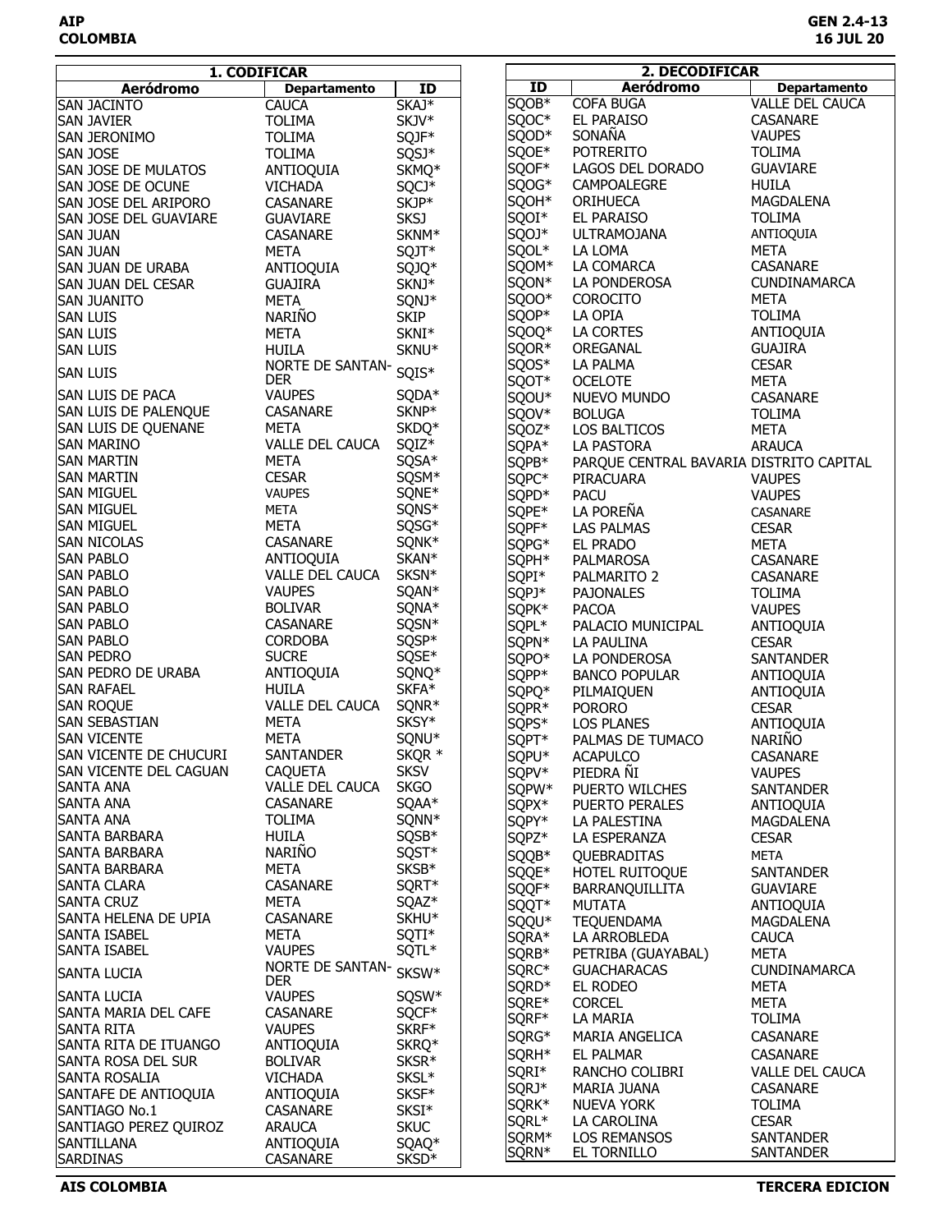## 1. CODIFICAR

| Aeródromo | Departamento | ID |
|---|---|---|
| SAN JACINTO | CAUCA | SKAJ* |
| SAN JAVIER | TOLIMA | SKJV* |
| SAN JERONIMO | TOLIMA | SQJF* |
| SAN JOSE | TOLIMA | SQSJ* |
| SAN JOSE DE MULATOS | ANTIOQUIA | SKMQ* |
| SAN JOSE DE OCUNE | VICHADA | SQCJ* |
| SAN JOSE DEL ARIPORO | CASANARE | SKJP* |
| SAN JOSE DEL GUAVIARE | GUAVIARE | SKSJ |
| SAN JUAN | CASANARE | SKNM* |
| SAN JUAN | META | SQJT* |
| SAN JUAN DE URABA | ANTIOQUIA | SQJQ* |
| SAN JUAN DEL CESAR | GUAJIRA | SKNJ* |
| SAN JUANITO | META | SQNJ* |
| SAN LUIS | NARIÑO | SKIP |
| SAN LUIS | META | SKNI* |
| SAN LUIS | HUILA | SKNU* |
| SAN LUIS | NORTE DE SANTANDER | SQIS* |
| SAN LUIS DE PACA | VAUPES | SQDA* |
| SAN LUIS DE PALENQUE | CASANARE | SKNP* |
| SAN LUIS DE QUENANE | META | SKDQ* |
| SAN MARINO | VALLE DEL CAUCA | SQIZ* |
| SAN MARTIN | META | SQSA* |
| SAN MARTIN | CESAR | SQSM* |
| SAN MIGUEL | VAUPES | SQNE* |
| SAN MIGUEL | META | SQNS* |
| SAN MIGUEL | META | SQSG* |
| SAN NICOLAS | CASANARE | SQNK* |
| SAN PABLO | ANTIOQUIA | SKAN* |
| SAN PABLO | VALLE DEL CAUCA | SKSN* |
| SAN PABLO | VAUPES | SQAN* |
| SAN PABLO | BOLIVAR | SQNA* |
| SAN PABLO | CASANARE | SQSN* |
| SAN PABLO | CORDOBA | SQSP* |
| SAN PEDRO | SUCRE | SQSE* |
| SAN PEDRO DE URABA | ANTIOQUIA | SQNQ* |
| SAN RAFAEL | HUILA | SKFA* |
| SAN ROQUE | VALLE DEL CAUCA | SQNR* |
| SAN SEBASTIAN | META | SKSY* |
| SAN VICENTE | META | SQNU* |
| SAN VICENTE DE CHUCURI | SANTANDER | SKQR * |
| SAN VICENTE DEL CAGUAN | CAQUETA | SKSV |
| SANTA ANA | VALLE DEL CAUCA | SKGO |
| SANTA ANA | CASANARE | SQAA* |
| SANTA ANA | TOLIMA | SQNN* |
| SANTA BARBARA | HUILA | SQSB* |
| SANTA BARBARA | NARIÑO | SQST* |
| SANTA BARBARA | META | SKSB* |
| SANTA CLARA | CASANARE | SQRT* |
| SANTA CRUZ | META | SQAZ* |
| SANTA HELENA DE UPIA | CASANARE | SKHU* |
| SANTA ISABEL | META | SQTI* |
| SANTA ISABEL | VAUPES | SQTL* |
| SANTA LUCIA | NORTE DE SANTANDER | SKSW* |
| SANTA LUCIA | VAUPES | SQSW* |
| SANTA MARIA DEL CAFE | CASANARE | SQCF* |
| SANTA RITA | VAUPES | SKRF* |
| SANTA RITA DE ITUANGO | ANTIOQUIA | SKRQ* |
| SANTA ROSA DEL SUR | BOLIVAR | SKSR* |
| SANTA ROSALIA | VICHADA | SKSL* |
| SANTAFE DE ANTIOQUIA | ANTIOQUIA | SKSF* |
| SANTIAGO No.1 | CASANARE | SKSI* |
| SANTIAGO PEREZ QUIROZ | ARAUCA | SKUC |
| SANTILLANA | ANTIOQUIA | SQAQ* |
| SARDINAS | CASANARE | SKSD* |

## 2. DECODIFICAR

| ID | Aeródromo | Departamento |
|---|---|---|
| SQOB* | COFA BUGA | VALLE DEL CAUCA |
| SQOC* | EL PARAISO | CASANARE |
| SQOD* | SONAÑA | VAUPES |
| SQOE* | POTRERITO | TOLIMA |
| SQOF* | LAGOS DEL DORADO | GUAVIARE |
| SQOG* | CAMPOALEGRE | HUILA |
| SQOH* | ORIHUECA | MAGDALENA |
| SQOI* | EL PARAISO | TOLIMA |
| SQOJ* | ULTRAMOJANA | ANTIOQUIA |
| SQOL* | LA LOMA | META |
| SQOM* | LA COMARCA | CASANARE |
| SQON* | LA PONDEROSA | CUNDINAMARCA |
| SQOO* | COROCITO | META |
| SQOP* | LA OPIA | TOLIMA |
| SQOQ* | LA CORTES | ANTIOQUIA |
| SQOR* | OREGANAL | GUAJIRA |
| SQOS* | LA PALMA | CESAR |
| SQOT* | OCELOTE | META |
| SQOU* | NUEVO MUNDO | CASANARE |
| SQOV* | BOLUGA | TOLIMA |
| SQOZ* | LOS BALTICOS | META |
| SQPA* | LA PASTORA | ARAUCA |
| SQPB* | PARQUE CENTRAL BAVARIA | DISTRITO CAPITAL |
| SQPC* | PIRACUARA | VAUPES |
| SQPD* | PACU | VAUPES |
| SQPE* | LA POREÑA | CASANARE |
| SQPF* | LAS PALMAS | CESAR |
| SQPG* | EL PRADO | META |
| SQPH* | PALMAROSA | CASANARE |
| SQPI* | PALMARITO 2 | CASANARE |
| SQPJ* | PAJONALES | TOLIMA |
| SQPK* | PACOA | VAUPES |
| SQPL* | PALACIO MUNICIPAL | ANTIOQUIA |
| SQPN* | LA PAULINA | CESAR |
| SQPO* | LA PONDEROSA | SANTANDER |
| SQPP* | BANCO POPULAR | ANTIOQUIA |
| SQPQ* | PILMAIQUEN | ANTIOQUIA |
| SQPR* | PORORO | CESAR |
| SQPS* | LOS PLANES | ANTIOQUIA |
| SQPT* | PALMAS DE TUMACO | NARIÑO |
| SQPU* | ACAPULCO | CASANARE |
| SQPV* | PIEDRA ÑI | VAUPES |
| SQPW* | PUERTO WILCHES | SANTANDER |
| SQPX* | PUERTO PERALES | ANTIOQUIA |
| SQPY* | LA PALESTINA | MAGDALENA |
| SQPZ* | LA ESPERANZA | CESAR |
| SQQB* | QUEBRADITAS | META |
| SQQE* | HOTEL RUITOQUE | SANTANDER |
| SQQF* | BARRANQUILLITA | GUAVIARE |
| SQQT* | MUTATA | ANTIOQUIA |
| SQQU* | TEQUENDAMA | MAGDALENA |
| SQRA* | LA ARROBLEDA | CAUCA |
| SQRB* | PETRIBA (GUAYABAL) | META |
| SQRC* | GUACHARACAS | CUNDINAMARCA |
| SQRD* | EL RODEO | META |
| SQRE* | CORCEL | META |
| SQRF* | LA MARIA | TOLIMA |
| SQRG* | MARIA ANGELICA | CASANARE |
| SQRH* | EL PALMAR | CASANARE |
| SQRI* | RANCHO COLIBRI | VALLE DEL CAUCA |
| SQRJ* | MARIA JUANA | CASANARE |
| SQRK* | NUEVA YORK | TOLIMA |
| SQRL* | LA CAROLINA | CESAR |
| SQRM* | LOS REMANSOS | SANTANDER |
| SQRN* | EL TORNILLO | SANTANDER |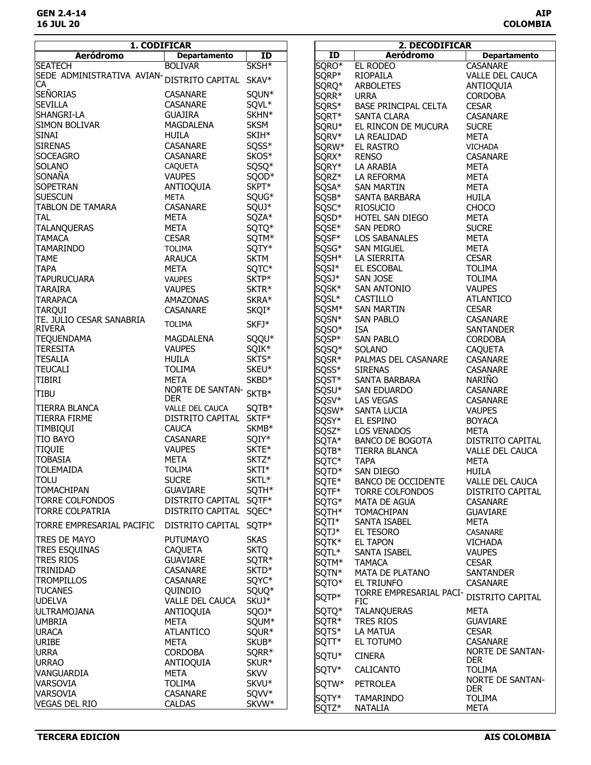| 1. CODIFICAR | | |
|---|---|---|
| **Aeródromo** | **Departamento** | **ID** |
| SEATECH | BOLIVAR | SKSH* |
| SEDE ADMINISTRATIVA AVIANCA | DISTRITO CAPITAL | SKAV* |
| SEÑORIAS | CASANARE | SQUN* |
| SEVILLA | CASANARE | SQVL* |
| SHANGRI-LA | GUAJIRA | SKHN* |
| SIMON BOLIVAR | MAGDALENA | SKSM |
| SINAI | HUILA | SKIH* |
| SIRENAS | CASANARE | SQSS* |
| SOCEAGRO | CASANARE | SKOS* |
| SOLANO | CAQUETA | SQSQ* |
| SONAÑA | VAUPES | SQOD* |
| SOPETRAN | ANTIOQUIA | SKPT* |
| SUESCUN | META | SQUG* |
| TABLON DE TAMARA | CASANARE | SQUJ* |
| TAL | META | SQZA* |
| TALANQUERAS | META | SQTQ* |
| TAMACA | CESAR | SQTM* |
| TAMARINDO | TOLIMA | SQTY* |
| TAME | ARAUCA | SKTM |
| TAPA | META | SQTC* |
| TAPURUCUARA | VAUPES | SKTP* |
| TARAIRA | VAUPES | SKTR* |
| TARAPACA | AMAZONAS | SKRA* |
| TARQUI | CASANARE | SKQI* |
| TE. JULIO CESAR SANABRIA RIVERA | TOLIMA | SKFJ* |
| TEQUENDAMA | MAGDALENA | SQQU* |
| TERESITA | VAUPES | SQIK* |
| TESALIA | HUILA | SKTS* |
| TEUCALI | TOLIMA | SKEU* |
| TIBIRI | META | SKBD* |
| TIBU | NORTE DE SANTANDER | SKTB* |
| TIERRA BLANCA | VALLE DEL CAUCA | SQTB* |
| TIERRA FIRME | DISTRITO CAPITAL | SKTF* |
| TIMBIQUI | CAUCA | SKMB* |
| TIO BAYO | CASANARE | SQIY* |
| TIQUIE | VAUPES | SKTE* |
| TOBASIA | META | SKTZ* |
| TOLEMAIDA | TOLIMA | SKTI* |
| TOLU | SUCRE | SKTL* |
| TOMACHIPAN | GUAVIARE | SQTH* |
| TORRE COLFONDOS | DISTRITO CAPITAL | SQTF* |
| TORRE COLPATRIA | DISTRITO CAPITAL | SQEC* |
| TORRE EMPRESARIAL PACIFIC | DISTRITO CAPITAL | SQTP* |
| TRES DE MAYO | PUTUMAYO | SKAS |
| TRES ESQUINAS | CAQUETA | SKTQ |
| TRES RIOS | GUAVIARE | SQTR* |
| TRINIDAD | CASANARE | SKTD* |
| TROMPILLOS | CASANARE | SQYC* |
| TUCANES | QUINDIO | SQUQ* |
| UDELVA | VALLE DEL CAUCA | SKUJ* |
| ULTRAMOJANA | ANTIOQUIA | SQOJ* |
| UMBRIA | META | SQUM* |
| URACA | ATLANTICO | SQUR* |
| URIBE | META | SKUB* |
| URRA | CORDOBA | SQRR* |
| URRAO | ANTIOQUIA | SKUR* |
| VANGUARDIA | META | SKVV |
| VARSOVIA | TOLIMA | SKVU* |
| VARSOVIA | CASANARE | SQVV* |
| VEGAS DEL RIO | CALDAS | SKVW* |

| 2. DECODIFICAR | | |
|---|---|---|
| **ID** | **Aeródromo** | **Departamento** |
| SQRO* | EL RODEO | CASANARE |
| SQRP* | RIOPAILA | VALLE DEL CAUCA |
| SQRQ* | ARBOLETES | ANTIOQUIA |
| SQRR* | URRA | CORDOBA |
| SQRS* | BASE PRINCIPAL CELTA | CESAR |
| SQRT* | SANTA CLARA | CASANARE |
| SQRU* | EL RINCON DE MUCURA | SUCRE |
| SQRV* | LA REALIDAD | META |
| SQRW* | EL RASTRO | VICHADA |
| SQRX* | RENSO | CASANARE |
| SQRY* | LA ARABIA | META |
| SQRZ* | LA REFORMA | META |
| SQSA* | SAN MARTIN | META |
| SQSB* | SANTA BARBARA | HUILA |
| SQSC* | RIOSUCIO | CHOCO |
| SQSD* | HOTEL SAN DIEGO | META |
| SQSE* | SAN PEDRO | SUCRE |
| SQSF* | LOS SABANALES | META |
| SQSG* | SAN MIGUEL | META |
| SQSH* | LA SIERRITA | CESAR |
| SQSI* | EL ESCOBAL | TOLIMA |
| SQSJ* | SAN JOSE | TOLIMA |
| SQSK* | SAN ANTONIO | VAUPES |
| SQSL* | CASTILLO | ATLANTICO |
| SQSM* | SAN MARTIN | CESAR |
| SQSN* | SAN PABLO | CASANARE |
| SQSO* | ISA | SANTANDER |
| SQSP* | SAN PABLO | CORDOBA |
| SQSQ* | SOLANO | CAQUETA |
| SQSR* | PALMAS DEL CASANARE | CASANARE |
| SQSS* | SIRENAS | CASANARE |
| SQST* | SANTA BARBARA | NARIÑO |
| SQSU* | SAN EDUARDO | CASANARE |
| SQSV* | LAS VEGAS | CASANARE |
| SQSW* | SANTA LUCIA | VAUPES |
| SQSY* | EL ESPINO | BOYACA |
| SQSZ* | LOS VENADOS | META |
| SQTA* | BANCO DE BOGOTA | DISTRITO CAPITAL |
| SQTB* | TIERRA BLANCA | VALLE DEL CAUCA |
| SQTC* | TAPA | META |
| SQTD* | SAN DIEGO | HUILA |
| SQTE* | BANCO DE OCCIDENTE | VALLE DEL CAUCA |
| SQTF* | TORRE COLFONDOS | DISTRITO CAPITAL |
| SQTG* | MATA DE AGUA | CASANARE |
| SQTH* | TOMACHIPAN | GUAVIARE |
| SQTI* | SANTA ISABEL | META |
| SQTJ* | EL TESORO | CASANARE |
| SQTK* | EL TAPON | VICHADA |
| SQTL* | SANTA ISABEL | VAUPES |
| SQTM* | TAMACA | CESAR |
| SQTN* | MATA DE PLATANO | SANTANDER |
| SQTO* | EL TRIUNFO | CASANARE |
| SQTP* | TORRE EMPRESARIAL PACIFIC | DISTRITO CAPITAL |
| SQTQ* | TALANQUERAS | META |
| SQTR* | TRES RIOS | GUAVIARE |
| SQTS* | LA MATUA | CESAR |
| SQTT* | EL TOTUMO | CASANARE |
| SQTU* | CINERA | NORTE DE SANTANDER |
| SQTV* | CALICANTO | TOLIMA |
| SQTW* | PETROLEA | NORTE DE SANTANDER |
| SQTY* | TAMARINDO | TOLIMA |
| SQTZ* | NATALIA | META |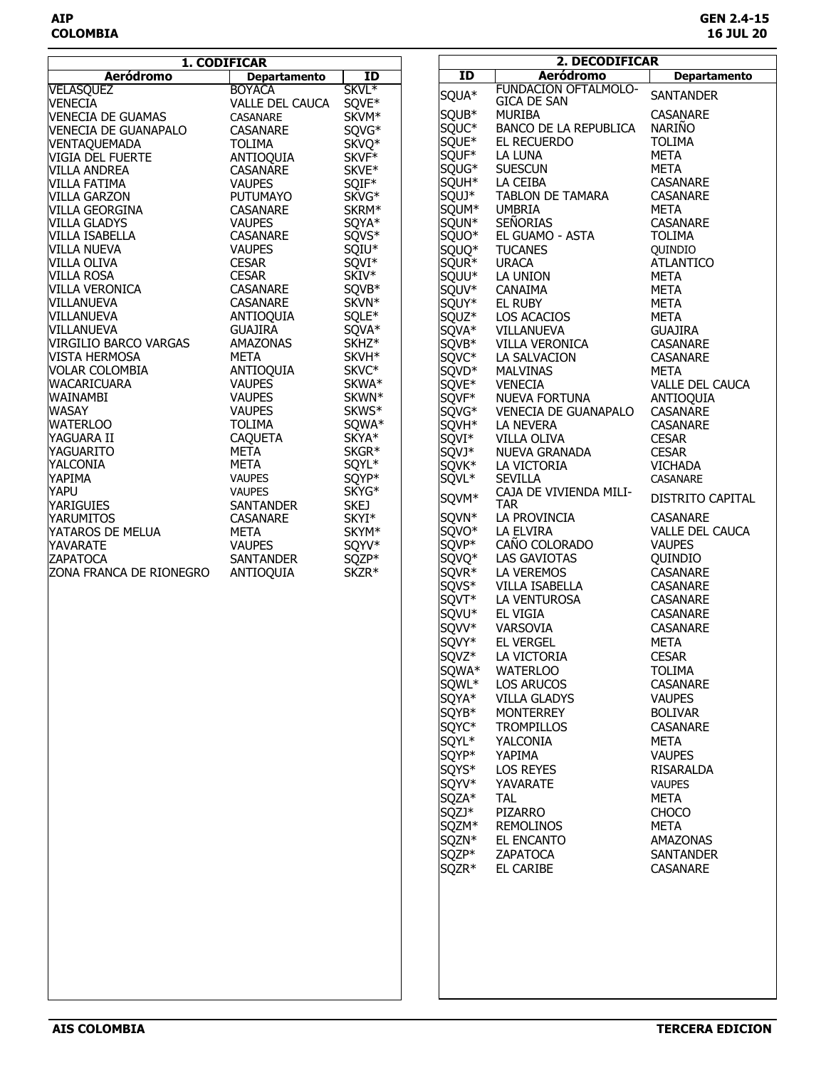## 1. CODIFICAR

| Aeródromo | Departamento | ID |
|---|---|---|
| VELASQUEZ | BOYACA | SKVL* |
| VENECIA | VALLE DEL CAUCA | SQVE* |
| VENECIA DE GUAMAS | CASANARE | SKVM* |
| VENECIA DE GUANAPALO | CASANARE | SQVG* |
| VENTAQUEMADA | TOLIMA | SKVQ* |
| VIGIA DEL FUERTE | ANTIOQUIA | SKVF* |
| VILLA ANDREA | CASANARE | SKVE* |
| VILLA FATIMA | VAUPES | SQIF* |
| VILLA GARZON | PUTUMAYO | SKVG* |
| VILLA GEORGINA | CASANARE | SKRM* |
| VILLA GLADYS | VAUPES | SQYA* |
| VILLA ISABELLA | CASANARE | SQVS* |
| VILLA NUEVA | VAUPES | SQIU* |
| VILLA OLIVA | CESAR | SQVI* |
| VILLA ROSA | CESAR | SKIV* |
| VILLA VERONICA | CASANARE | SQVB* |
| VILLANUEVA | CASANARE | SKVN* |
| VILLANUEVA | ANTIOQUIA | SQLE* |
| VILLANUEVA | GUAJIRA | SQVA* |
| VIRGILIO BARCO VARGAS | AMAZONAS | SKHZ* |
| VISTA HERMOSA | META | SKVH* |
| VOLAR COLOMBIA | ANTIOQUIA | SKVC* |
| WACARICUARA | VAUPES | SKWA* |
| WAINAMBI | VAUPES | SKWN* |
| WASAY | VAUPES | SKWS* |
| WATERLOO | TOLIMA | SQWA* |
| YAGUARA II | CAQUETA | SKYA* |
| YAGUARITO | META | SKGR* |
| YALCONIA | META | SQYL* |
| YAPIMA | VAUPES | SQYP* |
| YAPU | VAUPES | SKYG* |
| YARIGUIES | SANTANDER | SKEJ |
| YARUMITOS | CASANARE | SKYI* |
| YATAROS DE MELUA | META | SKYM* |
| YAVARATE | VAUPES | SQYV* |
| ZAPATOCA | SANTANDER | SQZP* |
| ZONA FRANCA DE RIONEGRO | ANTIOQUIA | SKZR* |

## 2. DECODIFICAR

| ID | Aeródromo | Departamento |
|---|---|---|
| SQUA* | FUNDACION OFTALMOLOGICA DE SAN | SANTANDER |
| SQUB* | MURIBA | CASANARE |
| SQUC* | BANCO DE LA REPUBLICA | NARIÑO |
| SQUE* | EL RECUERDO | TOLIMA |
| SQUF* | LA LUNA | META |
| SQUG* | SUESCUN | META |
| SQUH* | LA CEIBA | CASANARE |
| SQUJ* | TABLON DE TAMARA | CASANARE |
| SQUM* | UMBRIA | META |
| SQUN* | SEÑORIAS | CASANARE |
| SQUO* | EL GUAMO - ASTA | TOLIMA |
| SQUQ* | TUCANES | QUINDIO |
| SQUR* | URACA | ATLANTICO |
| SQUU* | LA UNION | META |
| SQUV* | CANAIMA | META |
| SQUY* | EL RUBY | META |
| SQUZ* | LOS ACACIOS | META |
| SQVA* | VILLANUEVA | GUAJIRA |
| SQVB* | VILLA VERONICA | CASANARE |
| SQVC* | LA SALVACION | CASANARE |
| SQVD* | MALVINAS | META |
| SQVE* | VENECIA | VALLE DEL CAUCA |
| SQVF* | NUEVA FORTUNA | ANTIOQUIA |
| SQVG* | VENECIA DE GUANAPALO | CASANARE |
| SQVH* | LA NEVERA | CASANARE |
| SQVI* | VILLA OLIVA | CESAR |
| SQVJ* | NUEVA GRANADA | CESAR |
| SQVK* | LA VICTORIA | VICHADA |
| SQVL* | SEVILLA | CASANARE |
| SQVM* | CAJA DE VIVIENDA MILITAR | DISTRITO CAPITAL |
| SQVN* | LA PROVINCIA | CASANARE |
| SQVO* | LA ELVIRA | VALLE DEL CAUCA |
| SQVP* | CAÑO COLORADO | VAUPES |
| SQVQ* | LAS GAVIOTAS | QUINDIO |
| SQVR* | LA VEREMOS | CASANARE |
| SQVS* | VILLA ISABELLA | CASANARE |
| SQVT* | LA VENTUROSA | CASANARE |
| SQVU* | EL VIGIA | CASANARE |
| SQVV* | VARSOVIA | CASANARE |
| SQVY* | EL VERGEL | META |
| SQVZ* | LA VICTORIA | CESAR |
| SQWA* | WATERLOO | TOLIMA |
| SQWL* | LOS ARUCOS | CASANARE |
| SQYA* | VILLA GLADYS | VAUPES |
| SQYB* | MONTERREY | BOLIVAR |
| SQYC* | TROMPILLOS | CASANARE |
| SQYL* | YALCONIA | META |
| SQYP* | YAPIMA | VAUPES |
| SQYS* | LOS REYES | RISARALDA |
| SQYV* | YAVARATE | VAUPES |
| SQZA* | TAL | META |
| SQZJ* | PIZARRO | CHOCO |
| SQZM* | REMOLINOS | META |
| SQZN* | EL ENCANTO | AMAZONAS |
| SQZP* | ZAPATOCA | SANTANDER |
| SQZR* | EL CARIBE | CASANARE |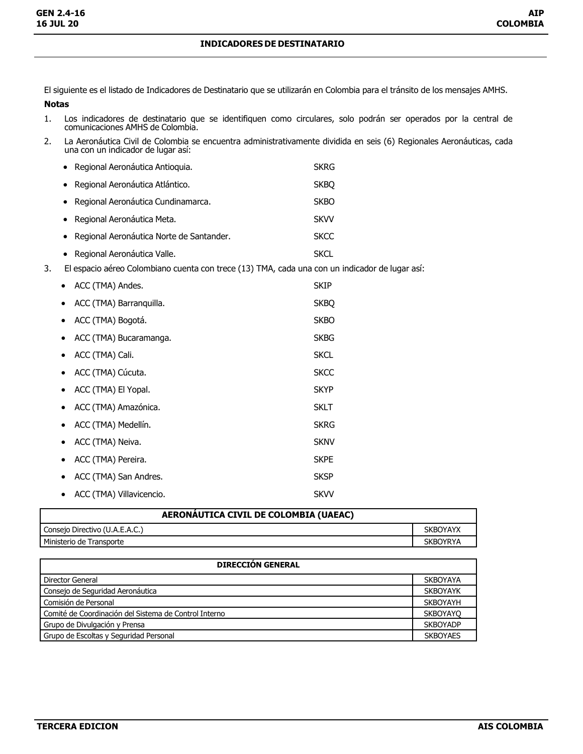## INDICADORES DE DESTINATARIO

El siguiente es el listado de Indicadores de Destinatario que se utilizarán en Colombia para el tránsito de los mensajes AMHS.

**Notas**

1. Los indicadores de destinatario que se identifiquen como circulares, solo podrán ser operados por la central de comunicaciones AMHS de Colombia.
2. La Aeronáutica Civil de Colombia se encuentra administrativamente dividida en seis (6) Regionales Aeronáuticas, cada una con un indicador de lugar así:
   - Regional Aeronáutica Antioquia. SKRG
   - Regional Aeronáutica Atlántico. SKBQ
   - Regional Aeronáutica Cundinamarca. SKBO
   - Regional Aeronáutica Meta. SKVV
   - Regional Aeronáutica Norte de Santander. SKCC
   - Regional Aeronáutica Valle. SKCL
3. El espacio aéreo Colombiano cuenta con trece (13) TMA, cada una con un indicador de lugar así:
   - ACC (TMA) Andes. SKIP
   - ACC (TMA) Barranquilla. SKBQ
   - ACC (TMA) Bogotá. SKBO
   - ACC (TMA) Bucaramanga. SKBG
   - ACC (TMA) Cali. SKCL
   - ACC (TMA) Cúcuta. SKCC
   - ACC (TMA) El Yopal. SKYP
   - ACC (TMA) Amazónica. SKLT
   - ACC (TMA) Medellín. SKRG
   - ACC (TMA) Neiva. SKNV
   - ACC (TMA) Pereira. SKPE
   - ACC (TMA) San Andres. SKSP
   - ACC (TMA) Villavicencio. SKVV

| AERONÁUTICA CIVIL DE COLOMBIA (UAEAC) | |
|---|---|
| Consejo Directivo (U.A.E.A.C.) | SKBOYAYX |
| Ministerio de Transporte | SKBOYRYA |

| DIRECCIÓN GENERAL | |
|---|---|
| Director General | SKBOYAYA |
| Consejo de Seguridad Aeronáutica | SKBOYAYK |
| Comisión de Personal | SKBOYAYH |
| Comité de Coordinación del Sistema de Control Interno | SKBOYAYQ |
| Grupo de Divulgación y Prensa | SKBOYADP |
| Grupo de Escoltas y Seguridad Personal | SKBOYAES |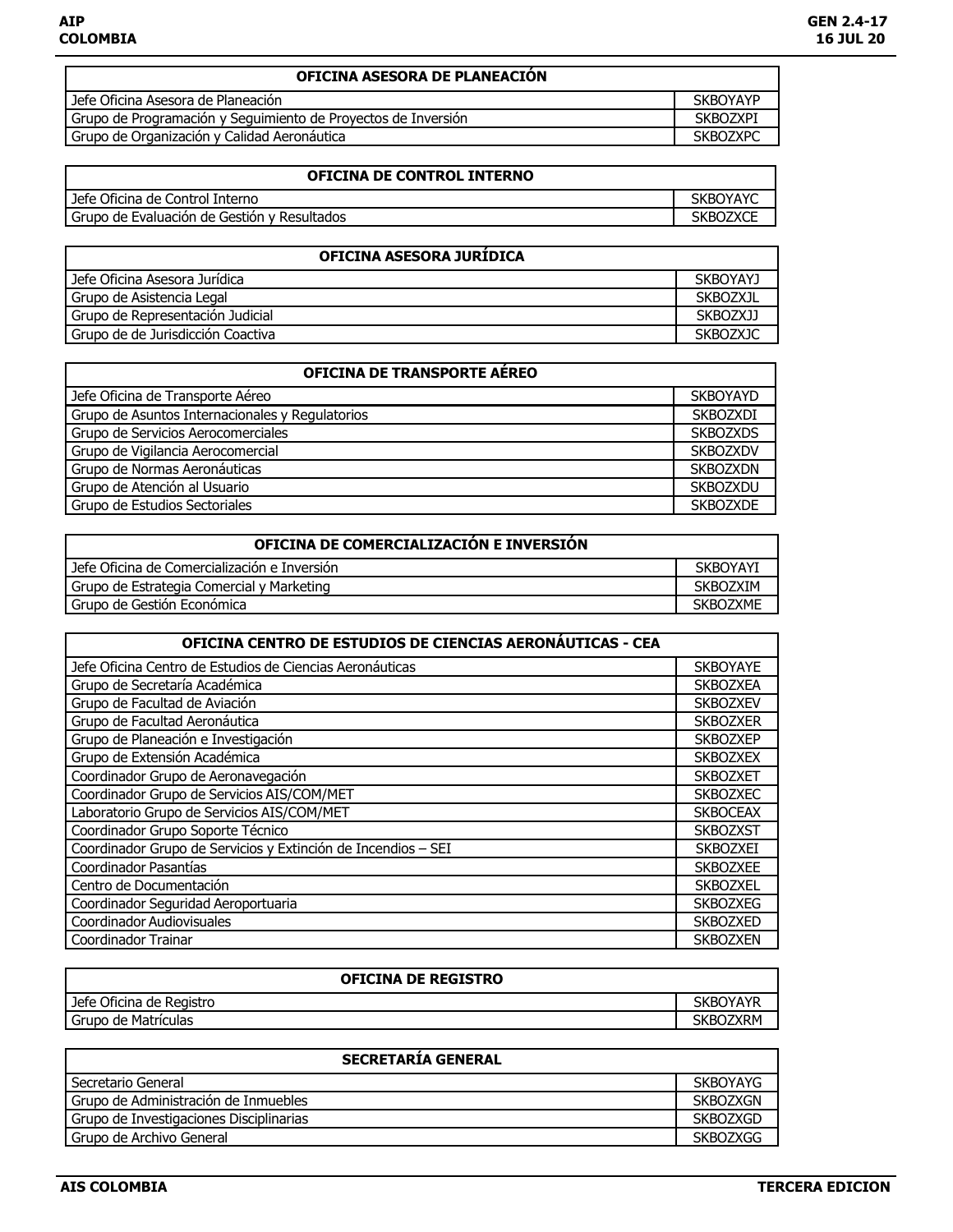| OFICINA ASESORA DE PLANEACIÓN | |
|---|---|
| Jefe Oficina Asesora de Planeación | SKBOYAYP |
| Grupo de Programación y Seguimiento de Proyectos de Inversión | SKBOZXPI |
| Grupo de Organización y Calidad Aeronáutica | SKBOZXPC |

| OFICINA DE CONTROL INTERNO | |
|---|---|
| Jefe Oficina de Control Interno | SKBOYAYC |
| Grupo de Evaluación de Gestión y Resultados | SKBOZXCE |

| OFICINA ASESORA JURÍDICA | |
|---|---|
| Jefe Oficina Asesora Jurídica | SKBOYAYJ |
| Grupo de Asistencia Legal | SKBOZXJL |
| Grupo de Representación Judicial | SKBOZXJJ |
| Grupo de de Jurisdicción Coactiva | SKBOZXJC |

| OFICINA DE TRANSPORTE AÉREO | |
|---|---|
| Jefe Oficina de Transporte Aéreo | SKBOYAYD |
| Grupo de Asuntos Internacionales y Regulatorios | SKBOZXDI |
| Grupo de Servicios Aerocomerciales | SKBOZXDS |
| Grupo de Vigilancia Aerocomercial | SKBOZXDV |
| Grupo de Normas Aeronáuticas | SKBOZXDN |
| Grupo de Atención al Usuario | SKBOZXDU |
| Grupo de Estudios Sectoriales | SKBOZXDE |

| OFICINA DE COMERCIALIZACIÓN E INVERSIÓN | |
|---|---|
| Jefe Oficina de Comercialización e Inversión | SKBOYAYI |
| Grupo de Estrategia Comercial y Marketing | SKBOZXIM |
| Grupo de Gestión Económica | SKBOZXME |

| OFICINA CENTRO DE ESTUDIOS DE CIENCIAS AERONÁUTICAS - CEA | |
|---|---|
| Jefe Oficina Centro de Estudios de Ciencias Aeronáuticas | SKBOYAYE |
| Grupo de Secretaría Académica | SKBOZXEA |
| Grupo de Facultad de Aviación | SKBOZXEV |
| Grupo de Facultad Aeronáutica | SKBOZXER |
| Grupo de Planeación e Investigación | SKBOZXEP |
| Grupo de Extensión Académica | SKBOZXEX |
| Coordinador Grupo de Aeronavegación | SKBOZXET |
| Coordinador Grupo de Servicios AIS/COM/MET | SKBOZXEC |
| Laboratorio Grupo de Servicios AIS/COM/MET | SKBOCEAX |
| Coordinador Grupo Soporte Técnico | SKBOZXST |
| Coordinador Grupo de Servicios y Extinción de Incendios – SEI | SKBOZXEI |
| Coordinador Pasantías | SKBOZXEE |
| Centro de Documentación | SKBOZXEL |
| Coordinador Seguridad Aeroportuaria | SKBOZXEG |
| Coordinador Audiovisuales | SKBOZXED |
| Coordinador Trainar | SKBOZXEN |

| OFICINA DE REGISTRO | |
|---|---|
| Jefe Oficina de Registro | SKBOYAYR |
| Grupo de Matrículas | SKBOZXRM |

| SECRETARÍA GENERAL | |
|---|---|
| Secretario General | SKBOYAYG |
| Grupo de Administración de Inmuebles | SKBOZXGN |
| Grupo de Investigaciones Disciplinarias | SKBOZXGD |
| Grupo de Archivo General | SKBOZXGG |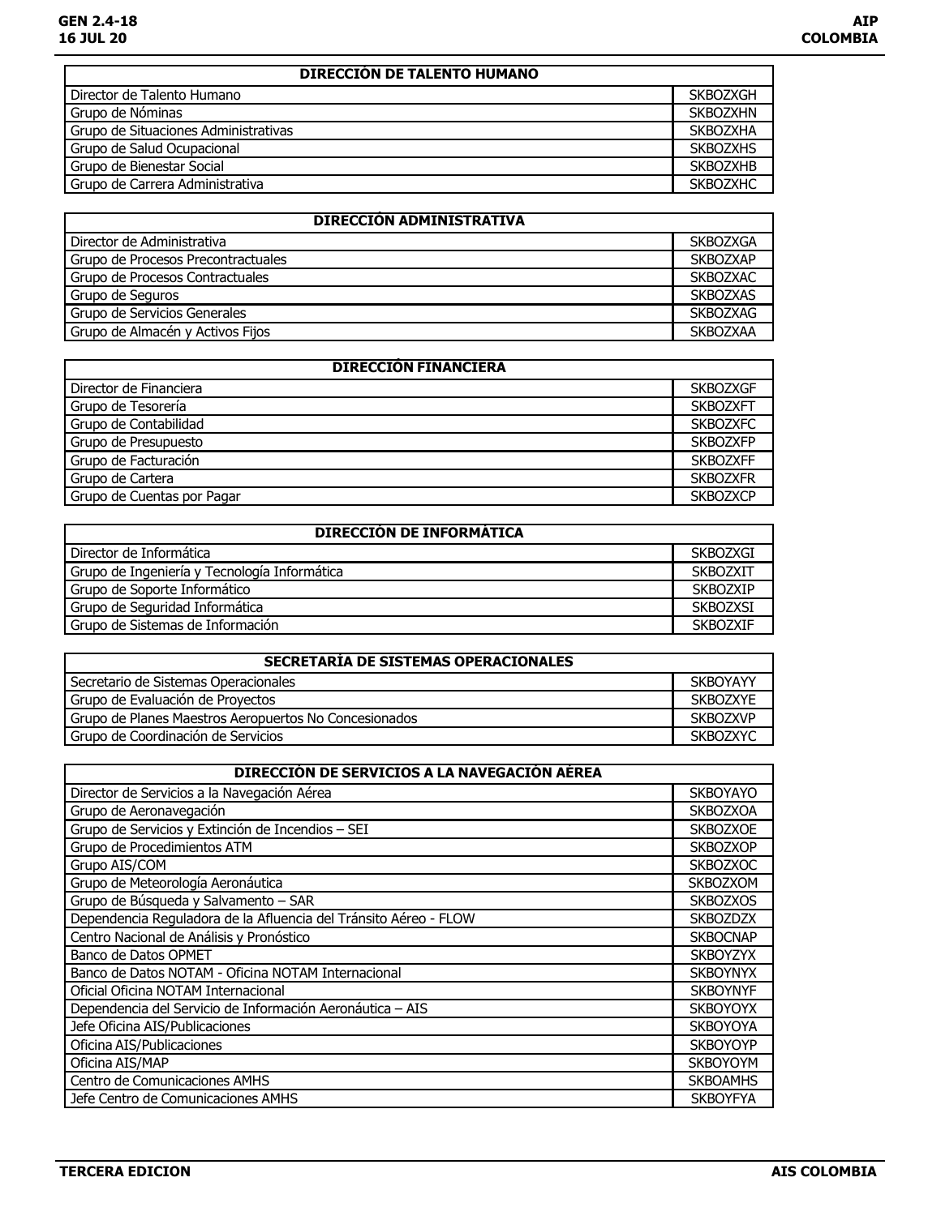| DIRECCIÓN DE TALENTO HUMANO | |
|---|---|
| Director de Talento Humano | SKBOZXGH |
| Grupo de Nóminas | SKBOZXHN |
| Grupo de Situaciones Administrativas | SKBOZXHA |
| Grupo de Salud Ocupacional | SKBOZXHS |
| Grupo de Bienestar Social | SKBOZXHB |
| Grupo de Carrera Administrativa | SKBOZXHC |

| DIRECCIÓN ADMINISTRATIVA | |
|---|---|
| Director de Administrativa | SKBOZXGA |
| Grupo de Procesos Precontractuales | SKBOZXAP |
| Grupo de Procesos Contractuales | SKBOZXAC |
| Grupo de Seguros | SKBOZXAS |
| Grupo de Servicios Generales | SKBOZXAG |
| Grupo de Almacén y Activos Fijos | SKBOZXAA |

| DIRECCIÓN FINANCIERA | |
|---|---|
| Director de Financiera | SKBOZXGF |
| Grupo de Tesorería | SKBOZXFT |
| Grupo de Contabilidad | SKBOZXFC |
| Grupo de Presupuesto | SKBOZXFP |
| Grupo de Facturación | SKBOZXFF |
| Grupo de Cartera | SKBOZXFR |
| Grupo de Cuentas por Pagar | SKBOZXCP |

| DIRECCIÓN DE INFORMÁTICA | |
|---|---|
| Director de Informática | SKBOZXGI |
| Grupo de Ingeniería y Tecnología Informática | SKBOZXIT |
| Grupo de Soporte Informático | SKBOZXIP |
| Grupo de Seguridad Informática | SKBOZXSI |
| Grupo de Sistemas de Información | SKBOZXIF |

| SECRETARÍA DE SISTEMAS OPERACIONALES | |
|---|---|
| Secretario de Sistemas Operacionales | SKBOYAYY |
| Grupo de Evaluación de Proyectos | SKBOZXYE |
| Grupo de Planes Maestros Aeropuertos No Concesionados | SKBOZXVP |
| Grupo de Coordinación de Servicios | SKBOZXYC |

| DIRECCIÓN DE SERVICIOS A LA NAVEGACIÓN AÉREA | |
|---|---|
| Director de Servicios a la Navegación Aérea | SKBOYAYO |
| Grupo de Aeronavegación | SKBOZXOA |
| Grupo de Servicios y Extinción de Incendios – SEI | SKBOZXOE |
| Grupo de Procedimientos ATM | SKBOZXOP |
| Grupo AIS/COM | SKBOZXOC |
| Grupo de Meteorología Aeronáutica | SKBOZXOM |
| Grupo de Búsqueda y Salvamento – SAR | SKBOZXOS |
| Dependencia Reguladora de la Afluencia del Tránsito Aéreo - FLOW | SKBOZDZX |
| Centro Nacional de Análisis y Pronóstico | SKBOCNAP |
| Banco de Datos OPMET | SKBOYZYX |
| Banco de Datos NOTAM - Oficina NOTAM Internacional | SKBOYNYX |
| Oficial Oficina NOTAM Internacional | SKBOYNYF |
| Dependencia del Servicio de Información Aeronáutica – AIS | SKBOYOYX |
| Jefe Oficina AIS/Publicaciones | SKBOYOYA |
| Oficina AIS/Publicaciones | SKBOYOYP |
| Oficina AIS/MAP | SKBOYOYM |
| Centro de Comunicaciones AMHS | SKBOAMHS |
| Jefe Centro de Comunicaciones AMHS | SKBOYFYA |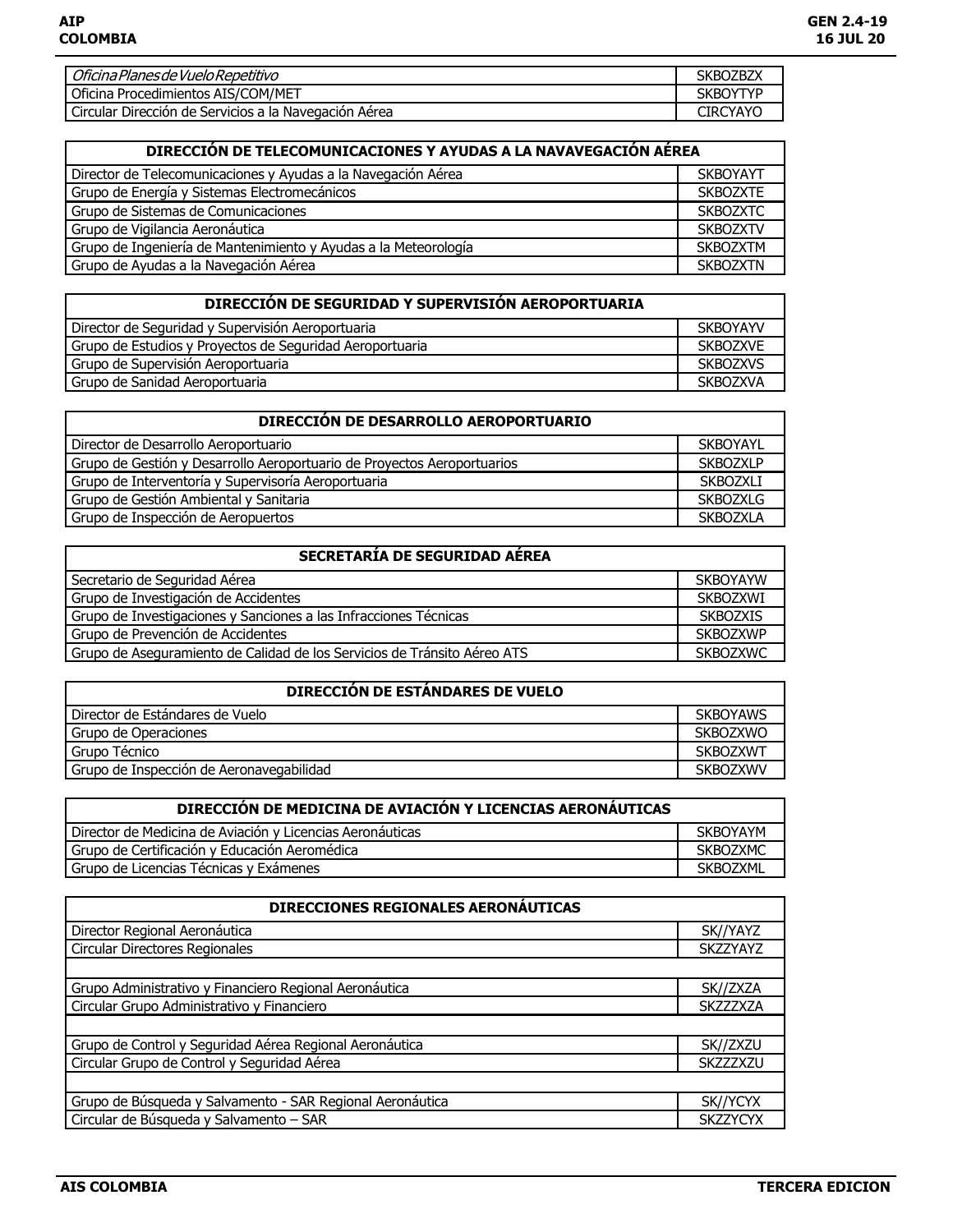| | |
|---|---|
| *Oficina Planes de Vuelo Repetitivo* | SKBOZBZX |
| Oficina Procedimientos AIS/COM/MET | SKBOYTYP |
| Circular Dirección de Servicios a la Navegación Aérea | CIRCYAYO |

| DIRECCIÓN DE TELECOMUNICACIONES Y AYUDAS A LA NAVAVEGACIÓN AÉREA | |
|---|---|
| Director de Telecomunicaciones y Ayudas a la Navegación Aérea | SKBOYAYT |
| Grupo de Energía y Sistemas Electromecánicos | SKBOZXTE |
| Grupo de Sistemas de Comunicaciones | SKBOZXTC |
| Grupo de Vigilancia Aeronáutica | SKBOZXTV |
| Grupo de Ingeniería de Mantenimiento y Ayudas a la Meteorología | SKBOZXTM |
| Grupo de Ayudas a la Navegación Aérea | SKBOZXTN |

| DIRECCIÓN DE SEGURIDAD Y SUPERVISIÓN AEROPORTUARIA | |
|---|---|
| Director de Seguridad y Supervisión Aeroportuaria | SKBOYAYV |
| Grupo de Estudios y Proyectos de Seguridad Aeroportuaria | SKBOZXVE |
| Grupo de Supervisión Aeroportuaria | SKBOZXVS |
| Grupo de Sanidad Aeroportuaria | SKBOZXVA |

| DIRECCIÓN DE DESARROLLO AEROPORTUARIO | |
|---|---|
| Director de Desarrollo Aeroportuario | SKBOYAYL |
| Grupo de Gestión y Desarrollo Aeroportuario de Proyectos Aeroportuarios | SKBOZXLP |
| Grupo de Interventoría y Supervisoría Aeroportuaria | SKBOZXLI |
| Grupo de Gestión Ambiental y Sanitaria | SKBOZXLG |
| Grupo de Inspección de Aeropuertos | SKBOZXLA |

| SECRETARÍA DE SEGURIDAD AÉREA | |
|---|---|
| Secretario de Seguridad Aérea | SKBOYAYW |
| Grupo de Investigación de Accidentes | SKBOZXWI |
| Grupo de Investigaciones y Sanciones a las Infracciones Técnicas | SKBOZXIS |
| Grupo de Prevención de Accidentes | SKBOZXWP |
| Grupo de Aseguramiento de Calidad de los Servicios de Tránsito Aéreo ATS | SKBOZXWC |

| DIRECCIÓN DE ESTÁNDARES DE VUELO | |
|---|---|
| Director de Estándares de Vuelo | SKBOYAWS |
| Grupo de Operaciones | SKBOZXWO |
| Grupo Técnico | SKBOZXWT |
| Grupo de Inspección de Aeronavegabilidad | SKBOZXWV |

| DIRECCIÓN DE MEDICINA DE AVIACIÓN Y LICENCIAS AERONÁUTICAS | |
|---|---|
| Director de Medicina de Aviación y Licencias Aeronáuticas | SKBOYAYM |
| Grupo de Certificación y Educación Aeromédica | SKBOZXMC |
| Grupo de Licencias Técnicas y Exámenes | SKBOZXML |

| DIRECCIONES REGIONALES AERONÁUTICAS | |
|---|---|
| Director Regional Aeronáutica | SK//YAYZ |
| Circular Directores Regionales | SKZZYAYZ |
| | |
| Grupo Administrativo y Financiero Regional Aeronáutica | SK//ZXZA |
| Circular Grupo Administrativo y Financiero | SKZZZXZA |
| | |
| Grupo de Control y Seguridad Aérea Regional Aeronáutica | SK//ZXZU |
| Circular Grupo de Control y Seguridad Aérea | SKZZZXZU |
| | |
| Grupo de Búsqueda y Salvamento - SAR Regional Aeronáutica | SK//YCYX |
| Circular de Búsqueda y Salvamento – SAR | SKZZYCYX |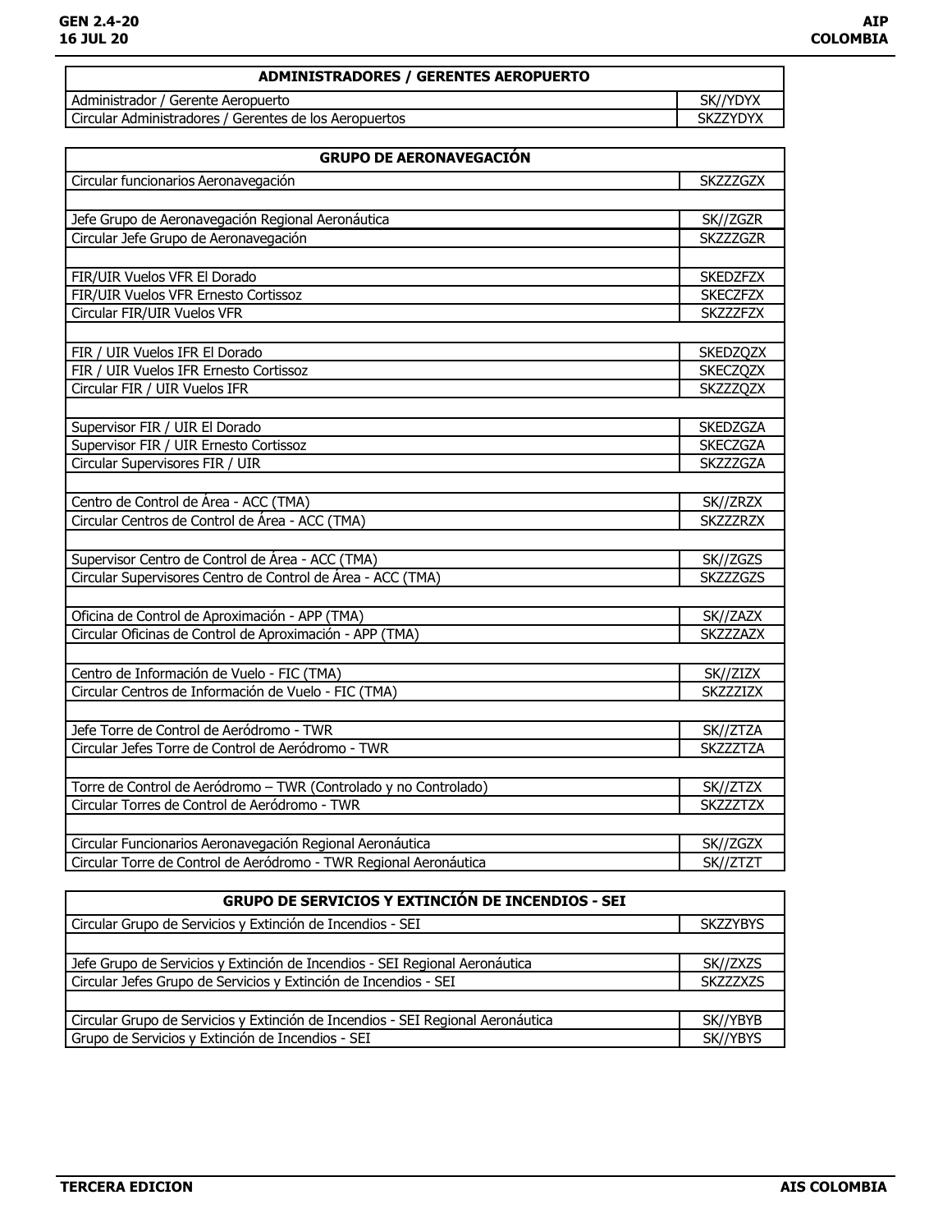| ADMINISTRADORES / GERENTES AEROPUERTO | |
|---|---|
| Administrador / Gerente Aeropuerto | SK//YDYX |
| Circular Administradores / Gerentes de los Aeropuertos | SKZZYDYX |

| GRUPO DE AERONAVEGACIÓN | |
|---|---|
| Circular funcionarios Aeronavegación | SKZZZGZX |
| | |
| Jefe Grupo de Aeronavegación Regional Aeronáutica | SK//ZGZR |
| Circular Jefe Grupo de Aeronavegación | SKZZZGZR |
| | |
| FIR/UIR Vuelos VFR El Dorado | SKEDZFZX |
| FIR/UIR Vuelos VFR Ernesto Cortissoz | SKECZFZX |
| Circular FIR/UIR Vuelos VFR | SKZZZFZX |
| | |
| FIR / UIR Vuelos IFR El Dorado | SKEDZQZX |
| FIR / UIR Vuelos IFR Ernesto Cortissoz | SKECZQZX |
| Circular FIR / UIR Vuelos IFR | SKZZZQZX |
| | |
| Supervisor FIR / UIR El Dorado | SKEDZGZA |
| Supervisor FIR / UIR Ernesto Cortissoz | SKECZGZA |
| Circular Supervisores FIR / UIR | SKZZZGZA |
| | |
| Centro de Control de Área - ACC (TMA) | SK//ZRZX |
| Circular Centros de Control de Área - ACC (TMA) | SKZZZRZX |
| | |
| Supervisor Centro de Control de Área - ACC (TMA) | SK//ZGZS |
| Circular Supervisores Centro de Control de Área - ACC (TMA) | SKZZZGZS |
| | |
| Oficina de Control de Aproximación - APP (TMA) | SK//ZAZX |
| Circular Oficinas de Control de Aproximación - APP (TMA) | SKZZZAZX |
| | |
| Centro de Información de Vuelo - FIC (TMA) | SK//ZIZX |
| Circular Centros de Información de Vuelo - FIC (TMA) | SKZZZIZX |
| | |
| Jefe Torre de Control de Aeródromo - TWR | SK//ZTZA |
| Circular Jefes Torre de Control de Aeródromo - TWR | SKZZZTZA |
| | |
| Torre de Control de Aeródromo – TWR (Controlado y no Controlado) | SK//ZTZX |
| Circular Torres de Control de Aeródromo - TWR | SKZZZTZX |
| | |
| Circular Funcionarios Aeronavegación Regional Aeronáutica | SK//ZGZX |
| Circular Torre de Control de Aeródromo - TWR Regional Aeronáutica | SK//ZTZT |

| GRUPO DE SERVICIOS Y EXTINCIÓN DE INCENDIOS - SEI | |
|---|---|
| Circular Grupo de Servicios y Extinción de Incendios - SEI | SKZZYBYS |
| | |
| Jefe Grupo de Servicios y Extinción de Incendios - SEI Regional Aeronáutica | SK//ZXZS |
| Circular Jefes Grupo de Servicios y Extinción de Incendios - SEI | SKZZZXZS |
| | |
| Circular Grupo de Servicios y Extinción de Incendios - SEI Regional Aeronáutica | SK//YBYB |
| Grupo de Servicios y Extinción de Incendios - SEI | SK//YBYS |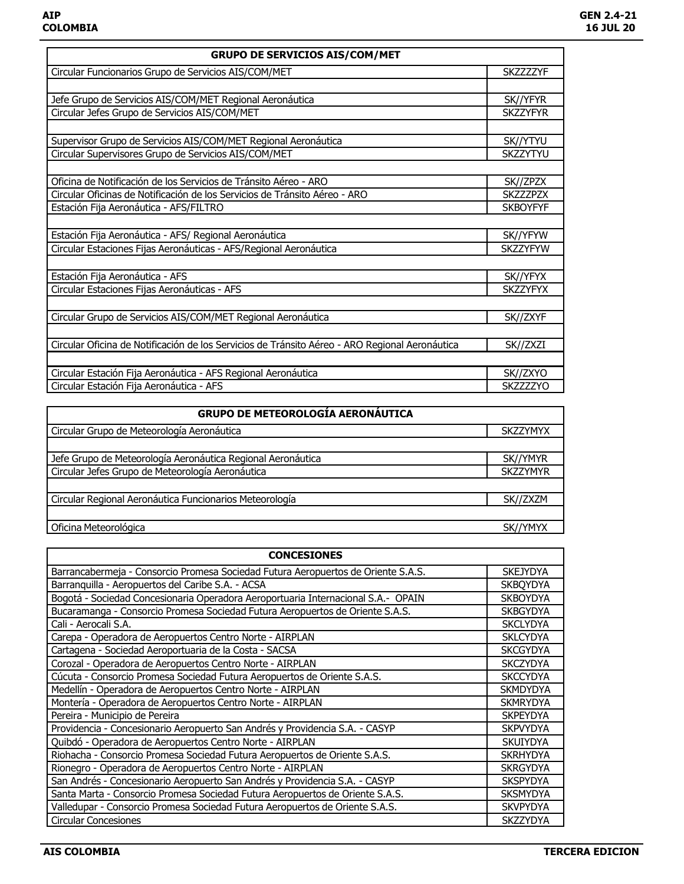| GRUPO DE SERVICIOS AIS/COM/MET | |
|---|---|
| Circular Funcionarios Grupo de Servicios AIS/COM/MET | SKZZZZYF |
| | |
| Jefe Grupo de Servicios AIS/COM/MET Regional Aeronáutica | SK//YFYR |
| Circular Jefes Grupo de Servicios AIS/COM/MET | SKZZYFYR |
| | |
| Supervisor Grupo de Servicios AIS/COM/MET Regional Aeronáutica | SK//YTYU |
| Circular Supervisores Grupo de Servicios AIS/COM/MET | SKZZYTYU |
| | |
| Oficina de Notificación de los Servicios de Tránsito Aéreo - ARO | SK//ZPZX |
| Circular Oficinas de Notificación de los Servicios de Tránsito Aéreo - ARO | SKZZZPZX |
| Estación Fija Aeronáutica - AFS/FILTRO | SKBOYFYF |
| | |
| Estación Fija Aeronáutica - AFS/ Regional Aeronáutica | SK//YFYW |
| Circular Estaciones Fijas Aeronáuticas - AFS/Regional Aeronáutica | SKZZYFYW |
| | |
| Estación Fija Aeronáutica - AFS | SK//YFYX |
| Circular Estaciones Fijas Aeronáuticas - AFS | SKZZYFYX |
| | |
| Circular Grupo de Servicios AIS/COM/MET Regional Aeronáutica | SK//ZXYF |
| | |
| Circular Oficina de Notificación de los Servicios de Tránsito Aéreo - ARO Regional Aeronáutica | SK//ZXZI |
| | |
| Circular Estación Fija Aeronáutica - AFS Regional Aeronáutica | SK//ZXYO |
| Circular Estación Fija Aeronáutica - AFS | SKZZZZYO |

| GRUPO DE METEOROLOGÍA AERONÁUTICA | |
|---|---|
| Circular Grupo de Meteorología Aeronáutica | SKZZYMYX |
| | |
| Jefe Grupo de Meteorología Aeronáutica Regional Aeronáutica | SK//YMYR |
| Circular Jefes Grupo de Meteorología Aeronáutica | SKZZYMYR |
| | |
| Circular Regional Aeronáutica Funcionarios Meteorología | SK//ZXZM |
| | |
| Oficina Meteorológica | SK//YMYX |

| CONCESIONES | |
|---|---|
| Barrancabermeja - Consorcio Promesa Sociedad Futura Aeropuertos de Oriente S.A.S. | SKEJYDYA |
| Barranquilla - Aeropuertos del Caribe S.A. - ACSA | SKBQYDYA |
| Bogotá - Sociedad Concesionaria Operadora Aeroportuaria Internacional S.A.- OPAIN | SKBOYDYA |
| Bucaramanga - Consorcio Promesa Sociedad Futura Aeropuertos de Oriente S.A.S. | SKBGYDYA |
| Cali - Aerocali S.A. | SKCLYDYA |
| Carepa - Operadora de Aeropuertos Centro Norte - AIRPLAN | SKLCYDYA |
| Cartagena - Sociedad Aeroportuaria de la Costa - SACSA | SKCGYDYA |
| Corozal - Operadora de Aeropuertos Centro Norte - AIRPLAN | SKCZYDYA |
| Cúcuta - Consorcio Promesa Sociedad Futura Aeropuertos de Oriente S.A.S. | SKCCYDYA |
| Medellín - Operadora de Aeropuertos Centro Norte - AIRPLAN | SKMDYDYA |
| Montería - Operadora de Aeropuertos Centro Norte - AIRPLAN | SKMRYDYA |
| Pereira - Municipio de Pereira | SKPEYDYA |
| Providencia - Concesionario Aeropuerto San Andrés y Providencia S.A. - CASYP | SKPVYDYA |
| Quibdó - Operadora de Aeropuertos Centro Norte - AIRPLAN | SKUIYDYA |
| Riohacha - Consorcio Promesa Sociedad Futura Aeropuertos de Oriente S.A.S. | SKRHYDYA |
| Rionegro - Operadora de Aeropuertos Centro Norte - AIRPLAN | SKRGYDYA |
| San Andrés - Concesionario Aeropuerto San Andrés y Providencia S.A. - CASYP | SKSPYDYA |
| Santa Marta - Consorcio Promesa Sociedad Futura Aeropuertos de Oriente S.A.S. | SKSMYDYA |
| Valledupar - Consorcio Promesa Sociedad Futura Aeropuertos de Oriente S.A.S. | SKVPYDYA |
| Circular Concesiones | SKZZYDYA |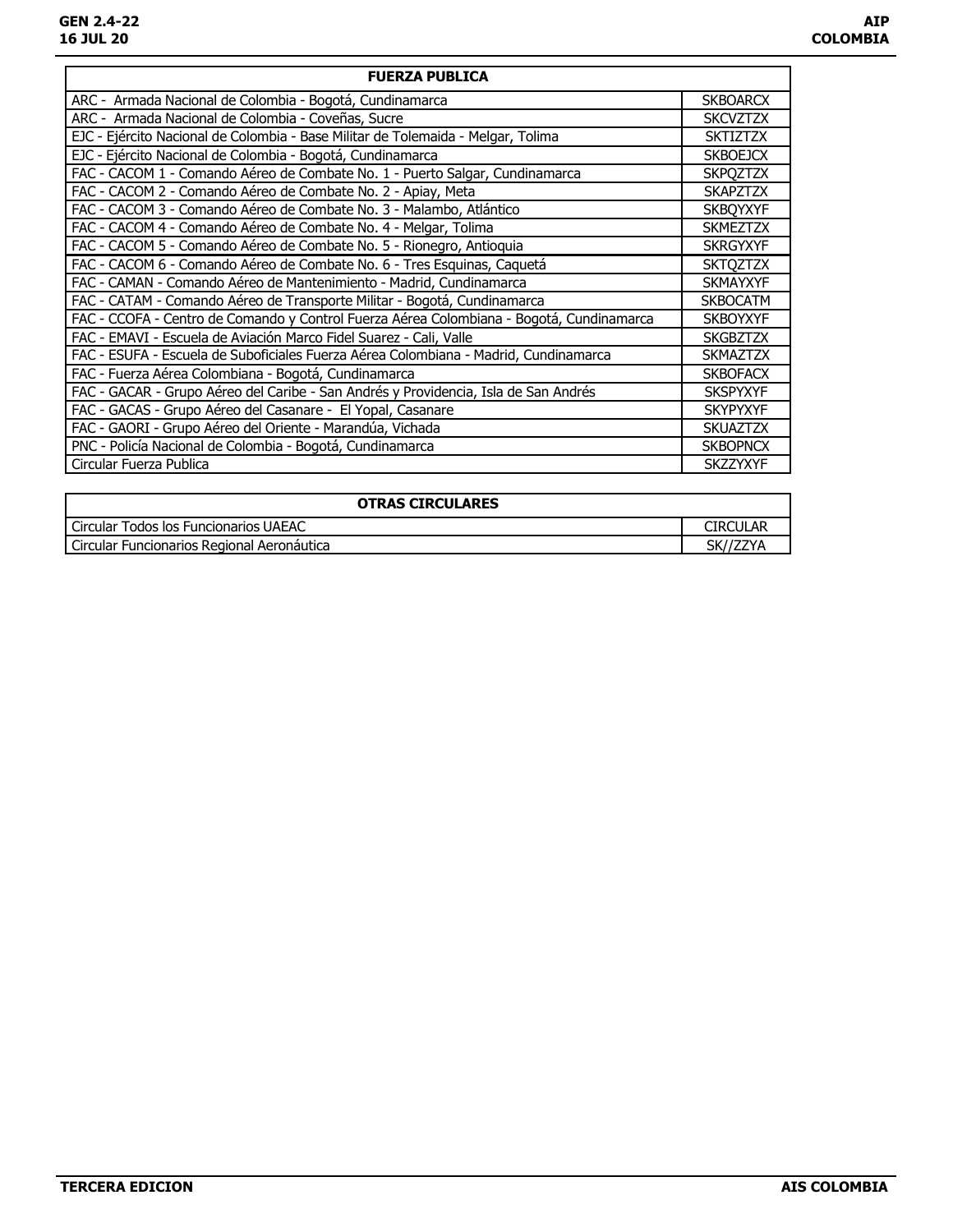| FUERZA PUBLICA | |
| --- | --- |
| ARC - Armada Nacional de Colombia - Bogotá, Cundinamarca | SKBOARCX |
| ARC - Armada Nacional de Colombia - Coveñas, Sucre | SKCVZTZX |
| EJC - Ejército Nacional de Colombia - Base Militar de Tolemaida - Melgar, Tolima | SKTIZTZX |
| EJC - Ejército Nacional de Colombia - Bogotá, Cundinamarca | SKBOEJCX |
| FAC - CACOM 1 - Comando Aéreo de Combate No. 1 - Puerto Salgar, Cundinamarca | SKPQZTZX |
| FAC - CACOM 2 - Comando Aéreo de Combate No. 2 - Apiay, Meta | SKAPZTZX |
| FAC - CACOM 3 - Comando Aéreo de Combate No. 3 - Malambo, Atlántico | SKBQYXYF |
| FAC - CACOM 4 - Comando Aéreo de Combate No. 4 - Melgar, Tolima | SKMEZTZX |
| FAC - CACOM 5 - Comando Aéreo de Combate No. 5 - Rionegro, Antioquia | SKRGYXYF |
| FAC - CACOM 6 - Comando Aéreo de Combate No. 6 - Tres Esquinas, Caquetá | SKTQZTZX |
| FAC - CAMAN - Comando Aéreo de Mantenimiento - Madrid, Cundinamarca | SKMAYXYF |
| FAC - CATAM - Comando Aéreo de Transporte Militar - Bogotá, Cundinamarca | SKBOCATM |
| FAC - CCOFA - Centro de Comando y Control Fuerza Aérea Colombiana - Bogotá, Cundinamarca | SKBOYXYF |
| FAC - EMAVI - Escuela de Aviación Marco Fidel Suarez - Cali, Valle | SKGBZTZX |
| FAC - ESUFA - Escuela de Suboficiales Fuerza Aérea Colombiana - Madrid, Cundinamarca | SKMAZTZX |
| FAC - Fuerza Aérea Colombiana - Bogotá, Cundinamarca | SKBOFACX |
| FAC - GACAR - Grupo Aéreo del Caribe - San Andrés y Providencia, Isla de San Andrés | SKSPYXYF |
| FAC - GACAS - Grupo Aéreo del Casanare - El Yopal, Casanare | SKYPYXYF |
| FAC - GAORI - Grupo Aéreo del Oriente - Marandúa, Vichada | SKUAZTZX |
| PNC - Policía Nacional de Colombia - Bogotá, Cundinamarca | SKBOPNCX |
| Circular Fuerza Publica | SKZZYXYF |

| OTRAS CIRCULARES | |
| --- | --- |
| Circular Todos los Funcionarios UAEAC | CIRCULAR |
| Circular Funcionarios Regional Aeronáutica | SK//ZZYA |